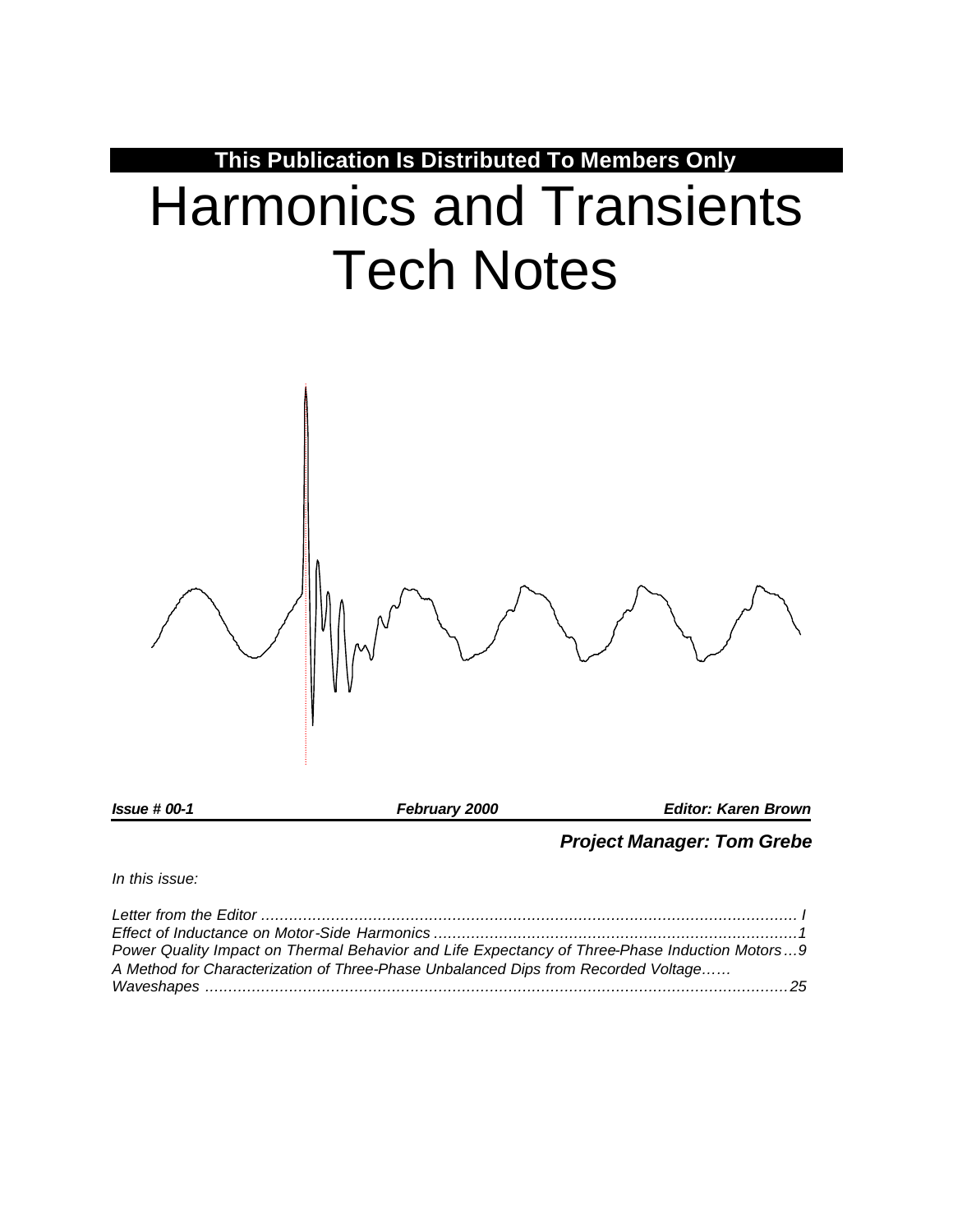**This Publication Is Distributed To Members Only**

# Harmonics and Transients Tech Notes

***Issue # 00-1*** ***February 2000*** ***Editor: Karen Brown***

***Project Manager: Tom Grebe***

*In this issue:*

*Letter from the Editor ....................................................................................................................... I*
*Effect of Inductance on Motor-Side Harmonics ..............................................................................1*
*Power Quality Impact on Thermal Behavior and Life Expectancy of Three-Phase Induction Motors…9*
*A Method for Characterization of Three-Phase Unbalanced Dips from Recorded Voltage……*
*Waveshapes ..............................................................................................................................25*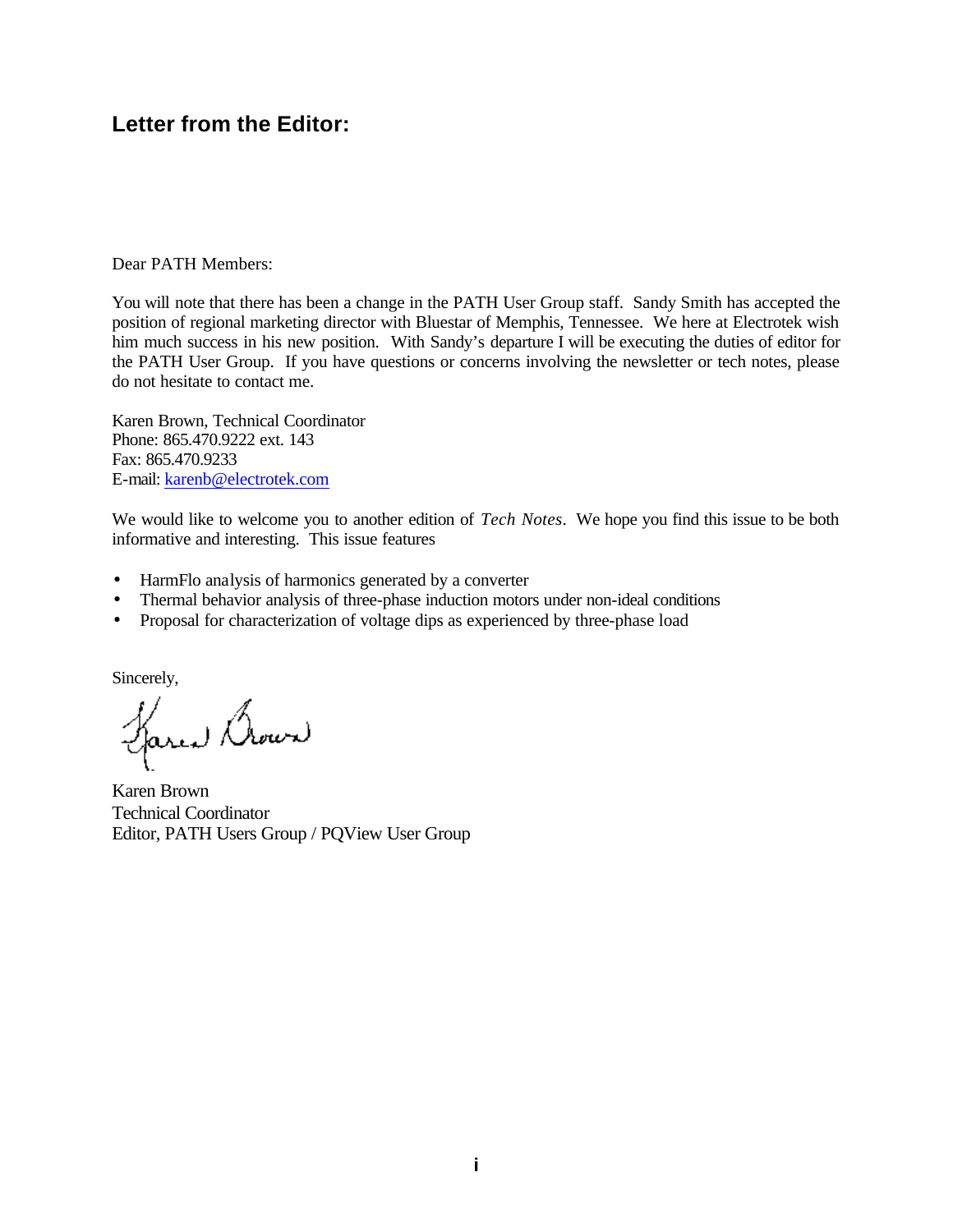## Letter from the Editor:

Dear PATH Members:

You will note that there has been a change in the PATH User Group staff. Sandy Smith has accepted the position of regional marketing director with Bluestar of Memphis, Tennessee. We here at Electrotek wish him much success in his new position. With Sandy's departure I will be executing the duties of editor for the PATH User Group. If you have questions or concerns involving the newsletter or tech notes, please do not hesitate to contact me.

Karen Brown, Technical Coordinator
Phone: 865.470.9222 ext. 143
Fax: 865.470.9233
E-mail: karenb@electrotek.com

We would like to welcome you to another edition of *Tech Notes*. We hope you find this issue to be both informative and interesting. This issue features

- HarmFlo analysis of harmonics generated by a converter
- Thermal behavior analysis of three-phase induction motors under non-ideal conditions
- Proposal for characterization of voltage dips as experienced by three-phase load

Sincerely,

Karen Brown
Technical Coordinator
Editor, PATH Users Group / PQView User Group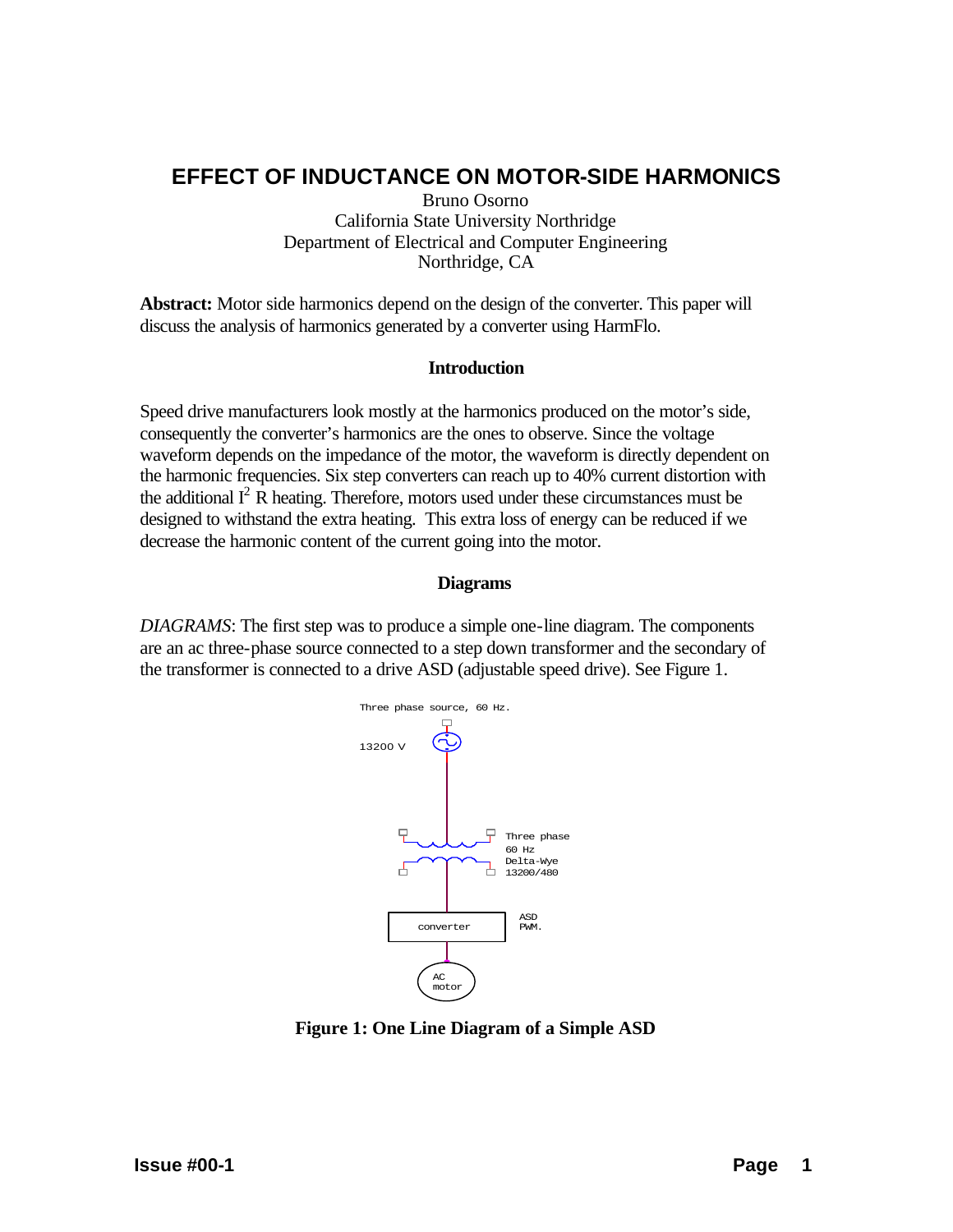# EFFECT OF INDUCTANCE ON MOTOR-SIDE HARMONICS

Bruno Osorno
California State University Northridge
Department of Electrical and Computer Engineering
Northridge, CA

**Abstract:** Motor side harmonics depend on the design of the converter. This paper will discuss the analysis of harmonics generated by a converter using HarmFlo.

## Introduction

Speed drive manufacturers look mostly at the harmonics produced on the motor's side, consequently the converter's harmonics are the ones to observe. Since the voltage waveform depends on the impedance of the motor, the waveform is directly dependent on the harmonic frequencies. Six step converters can reach up to 40% current distortion with the additional $I^2$ R heating. Therefore, motors used under these circumstances must be designed to withstand the extra heating. This extra loss of energy can be reduced if we decrease the harmonic content of the current going into the motor.

## Diagrams

*DIAGRAMS*: The first step was to produce a simple one-line diagram. The components are an ac three-phase source connected to a step down transformer and the secondary of the transformer is connected to a drive ASD (adjustable speed drive). See Figure 1.

Three phase source, 60 Hz.

13200 V

Three phase
60 Hz
Delta-Wye
13200/480

converter

ASD
PWM.

AC
motor

**Figure 1: One Line Diagram of a Simple ASD**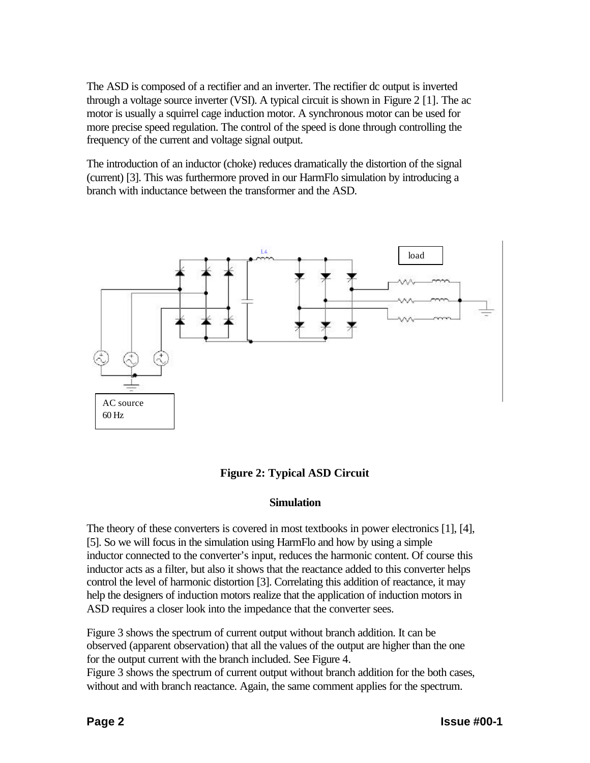The ASD is composed of a rectifier and an inverter. The rectifier dc output is inverted through a voltage source inverter (VSI). A typical circuit is shown in Figure 2 [1]. The ac motor is usually a squirrel cage induction motor. A synchronous motor can be used for more precise speed regulation. The control of the speed is done through controlling the frequency of the current and voltage signal output.

The introduction of an inductor (choke) reduces dramatically the distortion of the signal (current) [3]. This was furthermore proved in our HarmFlo simulation by introducing a branch with inductance between the transformer and the ASD.

**Figure 2: Typical ASD Circuit**

**Simulation**

The theory of these converters is covered in most textbooks in power electronics [1], [4], [5]. So we will focus in the simulation using HarmFlo and how by using a simple inductor connected to the converter's input, reduces the harmonic content. Of course this inductor acts as a filter, but also it shows that the reactance added to this converter helps control the level of harmonic distortion [3]. Correlating this addition of reactance, it may help the designers of induction motors realize that the application of induction motors in ASD requires a closer look into the impedance that the converter sees.

Figure 3 shows the spectrum of current output without branch addition. It can be observed (apparent observation) that all the values of the output are higher than the one for the output current with the branch included. See Figure 4.
Figure 3 shows the spectrum of current output without branch addition for the both cases, without and with branch reactance. Again, the same comment applies for the spectrum.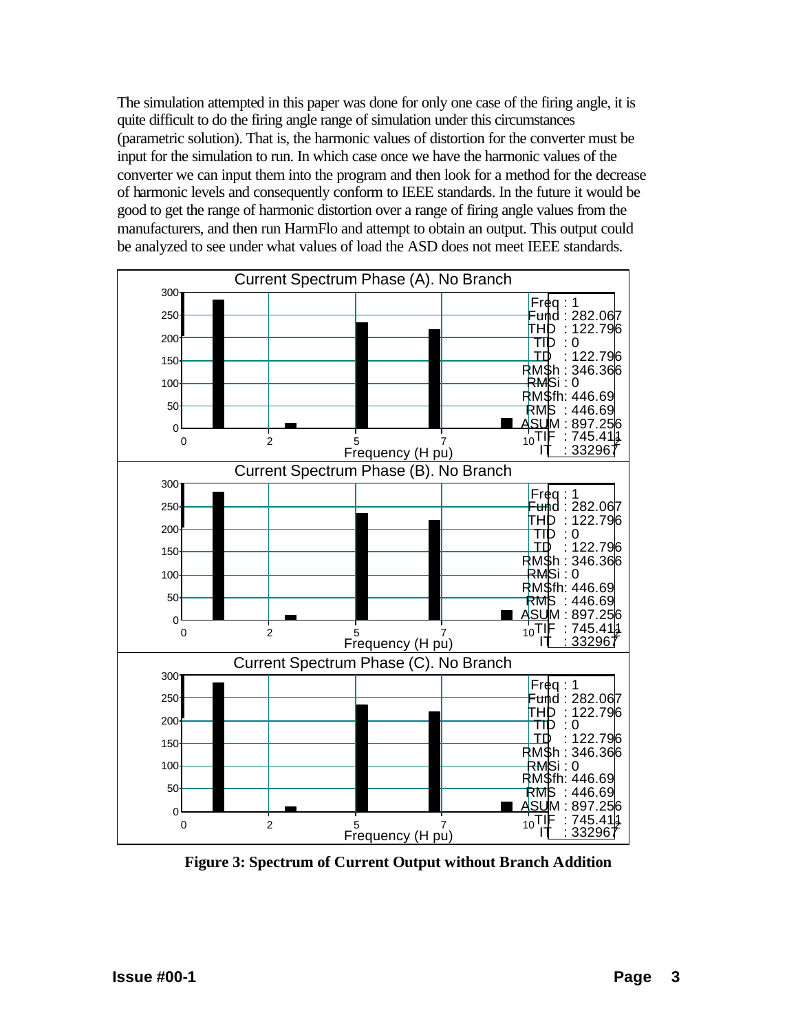The simulation attempted in this paper was done for only one case of the firing angle, it is quite difficult to do the firing angle range of simulation under this circumstances (parametric solution). That is, the harmonic values of distortion for the converter must be input for the simulation to run. In which case once we have the harmonic values of the converter we can input them into the program and then look for a method for the decrease of harmonic levels and consequently conform to IEEE standards. In the future it would be good to get the range of harmonic distortion over a range of firing angle values from the manufacturers, and then run HarmFlo and attempt to obtain an output. This output could be analyzed to see under what values of load the ASD does not meet IEEE standards.

**Figure 3: Spectrum of Current Output without Branch Addition**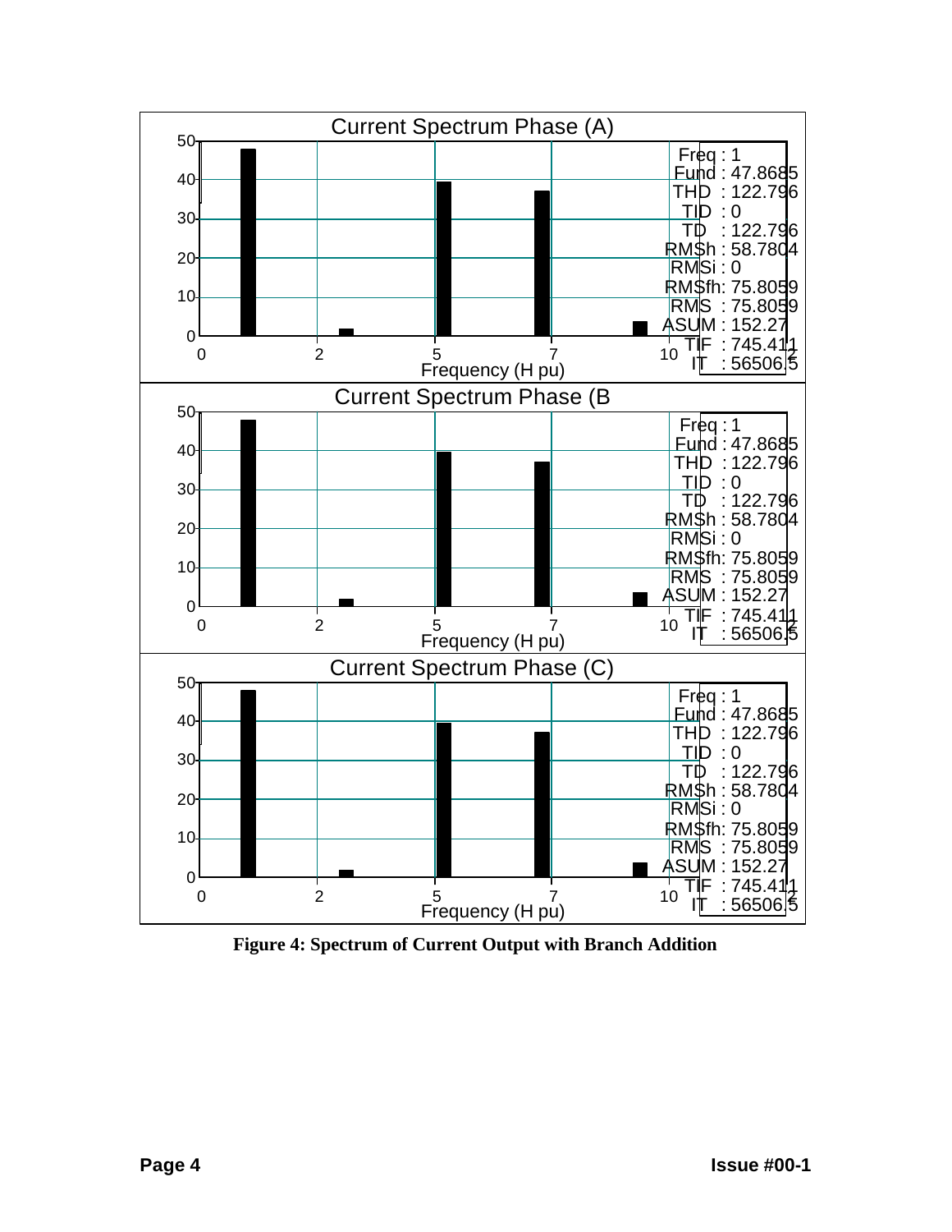Current Spectrum Phase (A)

| Parameter | Value |
|---|---|
| Freq | 1 |
| Fund | 47.8685 |
| THD | 122.796 |
| TID | 0 |
| TD | 122.796 |
| RMSh | 58.7804 |
| RMSi | 0 |
| RMSfh | 75.8059 |
| RMS | 75.8059 |
| ASUM | 152.27 |
| TIF | 745.411 |
| IT | 56506.5 |

Current Spectrum Phase (B

| Parameter | Value |
|---|---|
| Freq | 1 |
| Fund | 47.8685 |
| THD | 122.796 |
| TID | 0 |
| TD | 122.796 |
| RMSh | 58.7804 |
| RMSi | 0 |
| RMSfh | 75.8059 |
| RMS | 75.8059 |
| ASUM | 152.27 |
| TIF | 745.411 |
| IT | 56506.5 |

Current Spectrum Phase (C)

| Parameter | Value |
|---|---|
| Freq | 1 |
| Fund | 47.8685 |
| THD | 122.796 |
| TID | 0 |
| TD | 122.796 |
| RMSh | 58.7804 |
| RMSi | 0 |
| RMSfh | 75.8059 |
| RMS | 75.8059 |
| ASUM | 152.27 |
| TIF | 745.411 |
| IT | 56506.5 |

**Figure 4: Spectrum of Current Output with Branch Addition**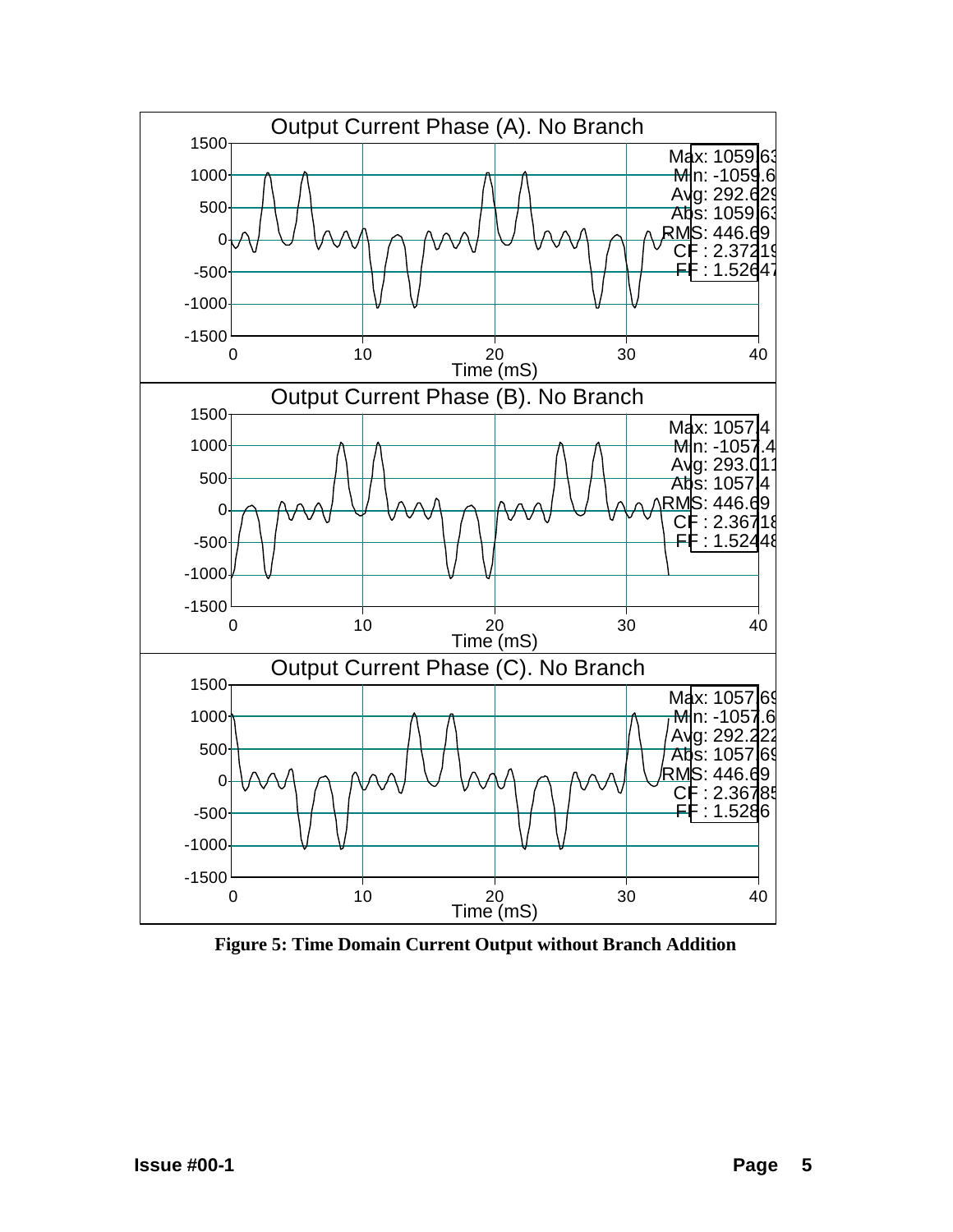**Figure 5: Time Domain Current Output without Branch Addition**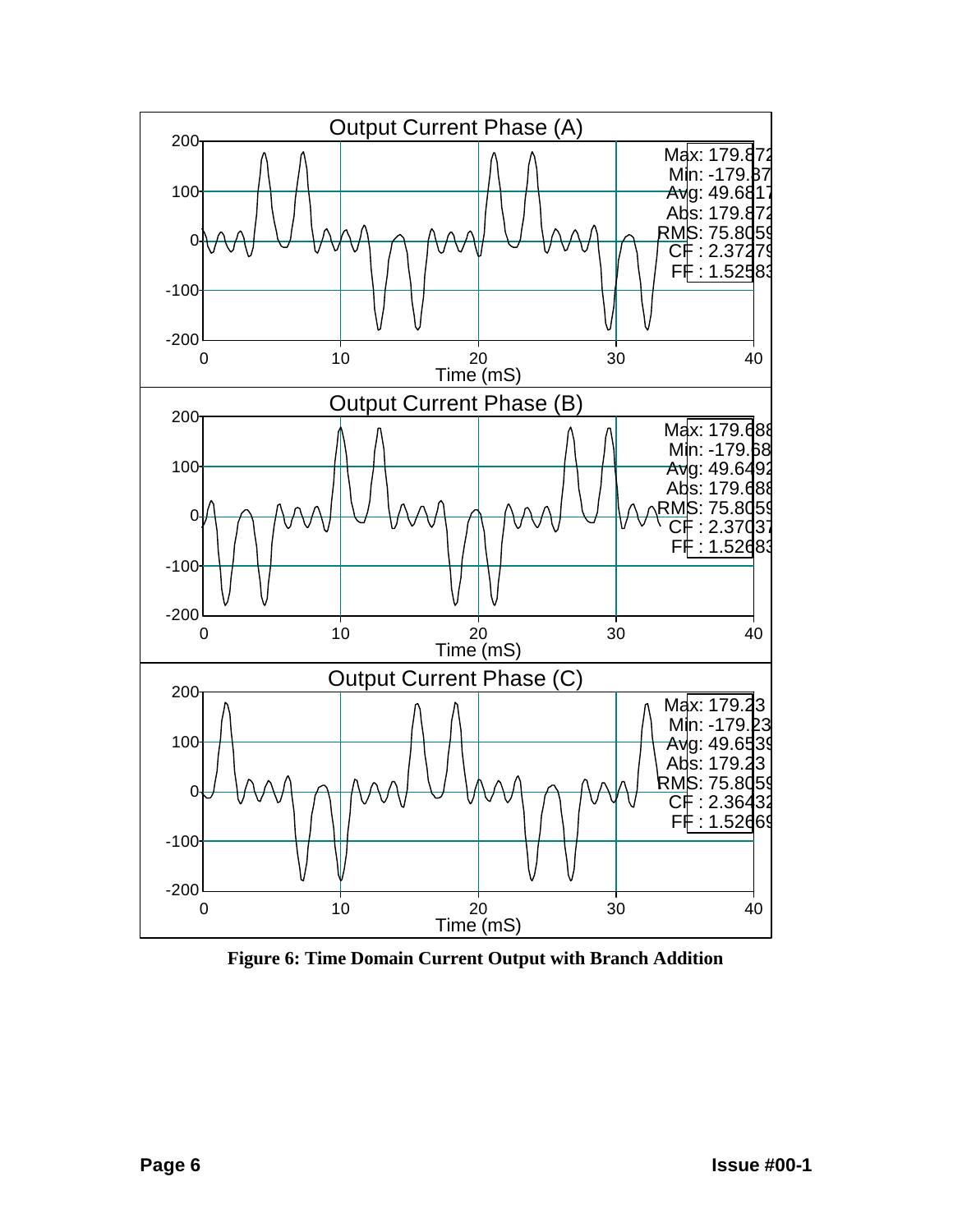**Figure 6: Time Domain Current Output with Branch Addition**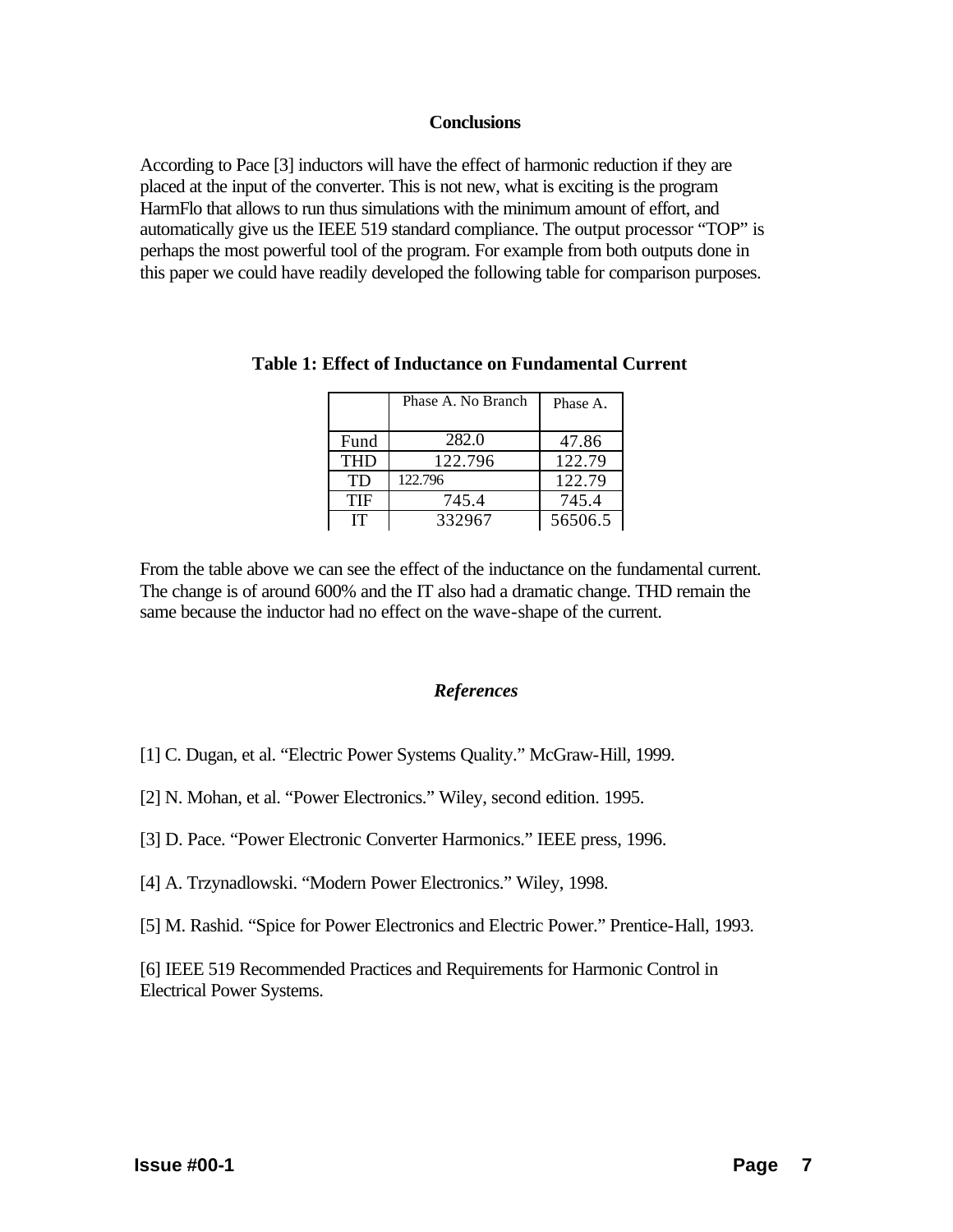## Conclusions

According to Pace [3] inductors will have the effect of harmonic reduction if they are placed at the input of the converter. This is not new, what is exciting is the program HarmFlo that allows to run thus simulations with the minimum amount of effort, and automatically give us the IEEE 519 standard compliance. The output processor "TOP" is perhaps the most powerful tool of the program. For example from both outputs done in this paper we could have readily developed the following table for comparison purposes.

**Table 1: Effect of Inductance on Fundamental Current**

| | Phase A. No Branch | Phase A. |
|---|---|---|
| Fund | 282.0 | 47.86 |
| THD | 122.796 | 122.79 |
| TD | 122.796 | 122.79 |
| TIF | 745.4 | 745.4 |
| IT | 332967 | 56506.5 |

From the table above we can see the effect of the inductance on the fundamental current. The change is of around 600% and the IT also had a dramatic change. THD remain the same because the inductor had no effect on the wave-shape of the current.

### *References*

[1] C. Dugan, et al. "Electric Power Systems Quality." McGraw-Hill, 1999.

[2] N. Mohan, et al. "Power Electronics." Wiley, second edition. 1995.

[3] D. Pace. "Power Electronic Converter Harmonics." IEEE press, 1996.

[4] A. Trzynadlowski. "Modern Power Electronics." Wiley, 1998.

[5] M. Rashid. "Spice for Power Electronics and Electric Power." Prentice-Hall, 1993.

[6] IEEE 519 Recommended Practices and Requirements for Harmonic Control in Electrical Power Systems.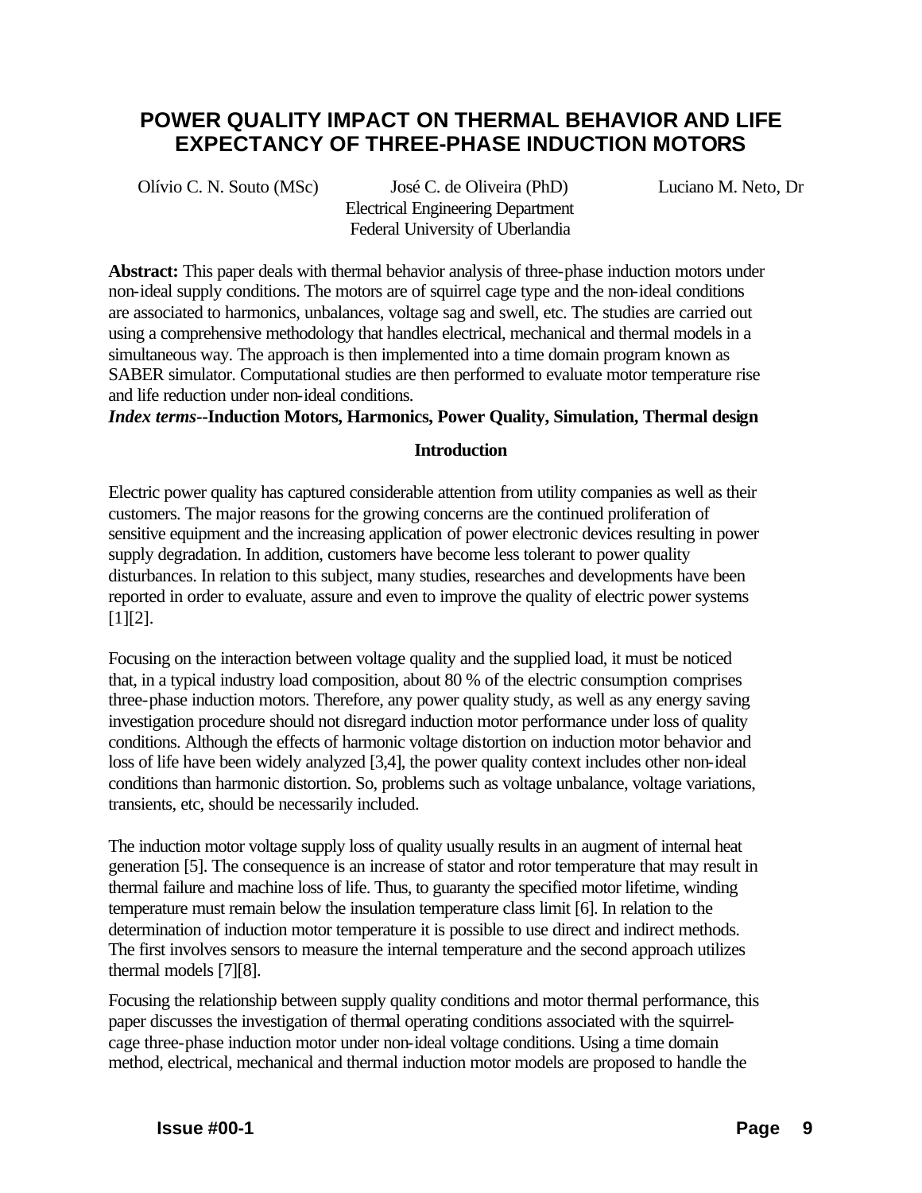# POWER QUALITY IMPACT ON THERMAL BEHAVIOR AND LIFE EXPECTANCY OF THREE-PHASE INDUCTION MOTORS

Olívio C. N. Souto (MSc) José C. de Oliveira (PhD) Luciano M. Neto, Dr

Electrical Engineering Department
Federal University of Uberlandia

**Abstract:** This paper deals with thermal behavior analysis of three-phase induction motors under non-ideal supply conditions. The motors are of squirrel cage type and the non-ideal conditions are associated to harmonics, unbalances, voltage sag and swell, etc. The studies are carried out using a comprehensive methodology that handles electrical, mechanical and thermal models in a simultaneous way. The approach is then implemented into a time domain program known as SABER simulator. Computational studies are then performed to evaluate motor temperature rise and life reduction under non-ideal conditions.

***Index terms*--Induction Motors, Harmonics, Power Quality, Simulation, Thermal design**

## Introduction

Electric power quality has captured considerable attention from utility companies as well as their customers. The major reasons for the growing concerns are the continued proliferation of sensitive equipment and the increasing application of power electronic devices resulting in power supply degradation. In addition, customers have become less tolerant to power quality disturbances. In relation to this subject, many studies, researches and developments have been reported in order to evaluate, assure and even to improve the quality of electric power systems [1][2].

Focusing on the interaction between voltage quality and the supplied load, it must be noticed that, in a typical industry load composition, about 80 % of the electric consumption comprises three-phase induction motors. Therefore, any power quality study, as well as any energy saving investigation procedure should not disregard induction motor performance under loss of quality conditions. Although the effects of harmonic voltage distortion on induction motor behavior and loss of life have been widely analyzed [3,4], the power quality context includes other non-ideal conditions than harmonic distortion. So, problems such as voltage unbalance, voltage variations, transients, etc, should be necessarily included.

The induction motor voltage supply loss of quality usually results in an augment of internal heat generation [5]. The consequence is an increase of stator and rotor temperature that may result in thermal failure and machine loss of life. Thus, to guaranty the specified motor lifetime, winding temperature must remain below the insulation temperature class limit [6]. In relation to the determination of induction motor temperature it is possible to use direct and indirect methods. The first involves sensors to measure the internal temperature and the second approach utilizes thermal models [7][8].

Focusing the relationship between supply quality conditions and motor thermal performance, this paper discusses the investigation of thermal operating conditions associated with the squirrel-cage three-phase induction motor under non-ideal voltage conditions. Using a time domain method, electrical, mechanical and thermal induction motor models are proposed to handle the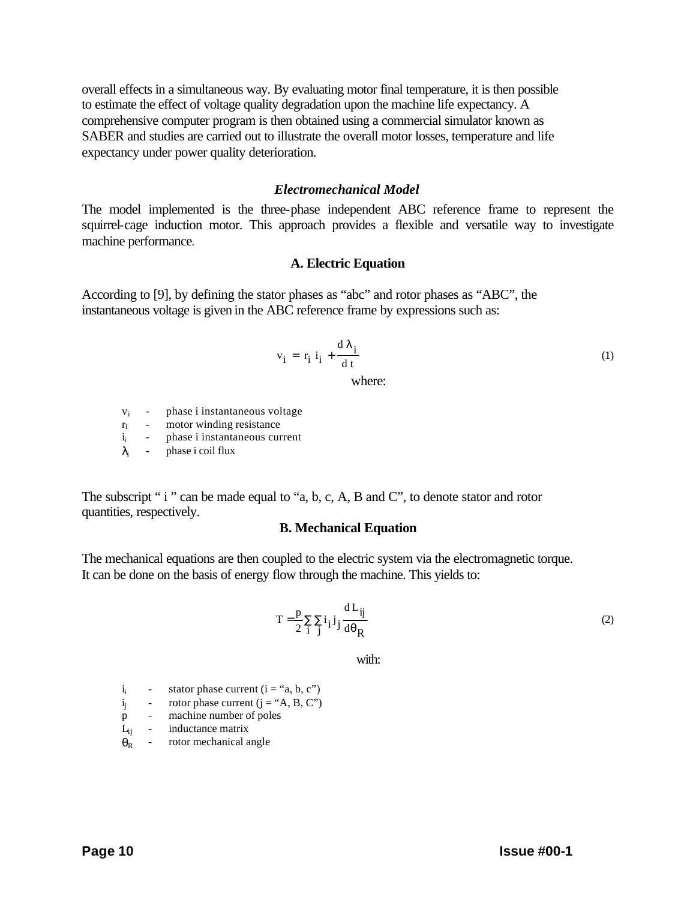overall effects in a simultaneous way. By evaluating motor final temperature, it is then possible to estimate the effect of voltage quality degradation upon the machine life expectancy. A comprehensive computer program is then obtained using a commercial simulator known as SABER and studies are carried out to illustrate the overall motor losses, temperature and life expectancy under power quality deterioration.

### *Electromechanical Model*

The model implemented is the three-phase independent ABC reference frame to represent the squirrel-cage induction motor. This approach provides a flexible and versatile way to investigate machine performance.

#### A. Electric Equation

According to [9], by defining the stator phases as "abc" and rotor phases as "ABC", the instantaneous voltage is given in the ABC reference frame by expressions such as:

$$v_i = r_i \, i_i + \frac{d\lambda_i}{dt} \tag{1}$$

where:

- $v_i$ - phase i instantaneous voltage
- $r_i$ - motor winding resistance
- $i_i$ - phase i instantaneous current
- $\lambda_i$ - phase i coil flux

The subscript " i " can be made equal to "a, b, c, A, B and C", to denote stator and rotor quantities, respectively.

#### B. Mechanical Equation

The mechanical equations are then coupled to the electric system via the electromagnetic torque. It can be done on the basis of energy flow through the machine. This yields to:

$$T = \frac{p}{2} \sum_i \sum_j i_i \, i_j \frac{dL_{ij}}{d\theta_R} \tag{2}$$

with:

- $i_i$ - stator phase current (i = "a, b, c")
- $i_j$ - rotor phase current (j = "A, B, C")
- $p$ - machine number of poles
- $L_{ij}$ - inductance matrix
- $\theta_R$ - rotor mechanical angle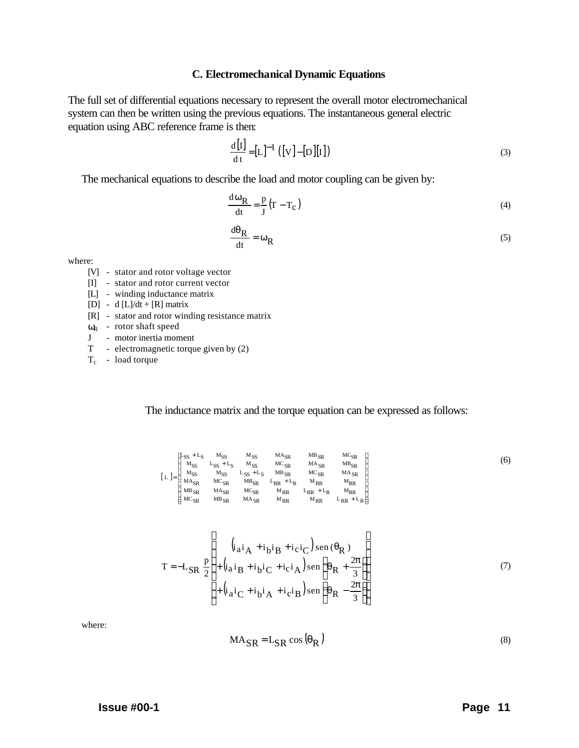### C. Electromechanical Dynamic Equations

The full set of differential equations necessary to represent the overall motor electromechanical system can then be written using the previous equations. The instantaneous general electric equation using ABC reference frame is then:

$$\frac{d[I]}{dt} = [L]^{-1}\left([V] - [D][I]\right) \tag{3}$$

The mechanical equations to describe the load and motor coupling can be given by:

$$\frac{d\omega_R}{dt} = \frac{p}{J}\left(T - T_C\right) \tag{4}$$

$$\frac{d\theta_R}{dt} = \omega_R \tag{5}$$

where:

- [V] - stator and rotor voltage vector
- [I] - stator and rotor current vector
- [L] - winding inductance matrix
- [D] - d [L]/dt + [R] matrix
- [R] - stator and rotor winding resistance matrix
- $\omega_R$ - rotor shaft speed
- J - motor inertia moment
- T - electromagnetic torque given by (2)
- $T_c$ - load torque

The inductance matrix and the torque equation can be expressed as follows:

$$[L] = \begin{bmatrix} L_{SS}+L_S & M_{SS} & M_{SS} & MA_{SR} & MB_{SR} & MC_{SR} \\ M_{SS} & L_{SS}+L_S & M_{SS} & MC_{SR} & MA_{SR} & MB_{SR} \\ M_{SS} & M_{SS} & L_{SS}+L_S & MB_{SR} & MC_{SR} & MA_{SR} \\ MA_{SR} & MC_{SR} & MB_{SR} & L_{RR}+L_R & M_{RR} & M_{RR} \\ MB_{SR} & MA_{SR} & MC_{SR} & M_{RR} & L_{RR}+L_R & M_{RR} \\ MC_{SR} & MB_{SR} & MA_{SR} & M_{RR} & M_{RR} & L_{RR}+L_R \end{bmatrix} \tag{6}$$

$$T = -L_{SR}\,\frac{p}{2}\left[\begin{array}{l} \left(i_a i_A + i_b i_B + i_c i_C\right)\operatorname{sen}(\theta_R) \\ +\left(i_a i_B + i_b i_C + i_c i_A\right)\operatorname{sen}\left(\theta_R + \frac{2\pi}{3}\right) \\ +\left(i_a i_C + i_b i_A + i_c i_B\right)\operatorname{sen}\left(\theta_R - \frac{2\pi}{3}\right) \end{array}\right] \tag{7}$$

where:

$$MA_{SR} = L_{SR}\cos\left(\theta_R\right) \tag{8}$$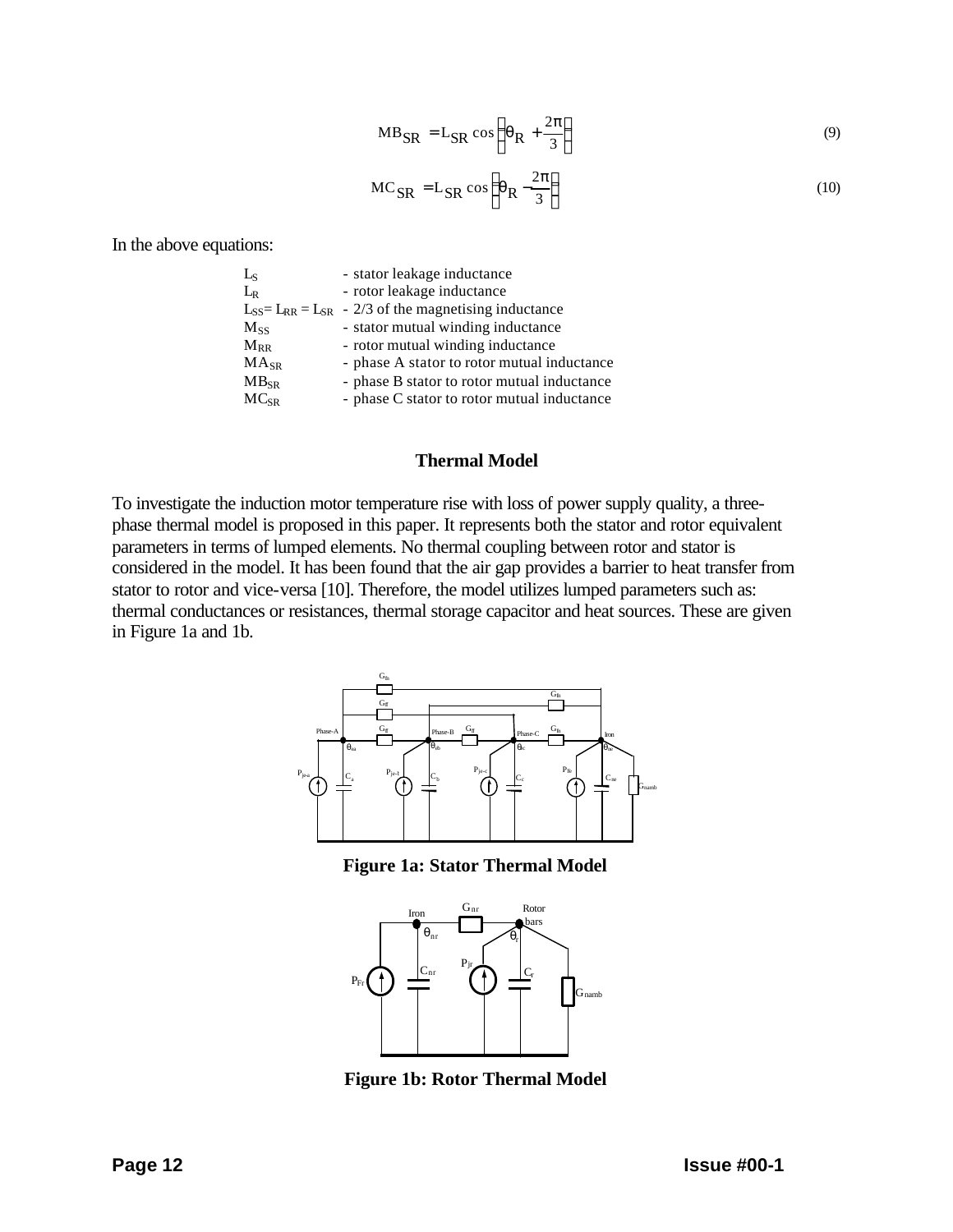$$MB_{SR} = L_{SR} \cos\left(\theta_R + \frac{2\pi}{3}\right) \tag{9}$$

$$MC_{SR} = L_{SR} \cos\left(\theta_R - \frac{2\pi}{3}\right) \tag{10}$$

In the above equations:

| | |
|---|---|
| $L_S$ | - stator leakage inductance |
| $L_R$ | - rotor leakage inductance |
| $L_{SS} = L_{RR} = L_{SR}$ | - 2/3 of the magnetising inductance |
| $M_{SS}$ | - stator mutual winding inductance |
| $M_{RR}$ | - rotor mutual winding inductance |
| $MA_{SR}$ | - phase A stator to rotor mutual inductance |
| $MB_{SR}$ | - phase B stator to rotor mutual inductance |
| $MC_{SR}$ | - phase C stator to rotor mutual inductance |

## Thermal Model

To investigate the induction motor temperature rise with loss of power supply quality, a three-phase thermal model is proposed in this paper. It represents both the stator and rotor equivalent parameters in terms of lumped elements. No thermal coupling between rotor and stator is considered in the model. It has been found that the air gap provides a barrier to heat transfer from stator to rotor and vice-versa [10]. Therefore, the model utilizes lumped parameters such as: thermal conductances or resistances, thermal storage capacitor and heat sources. These are given in Figure 1a and 1b.

**Figure 1a: Stator Thermal Model**

**Figure 1b: Rotor Thermal Model**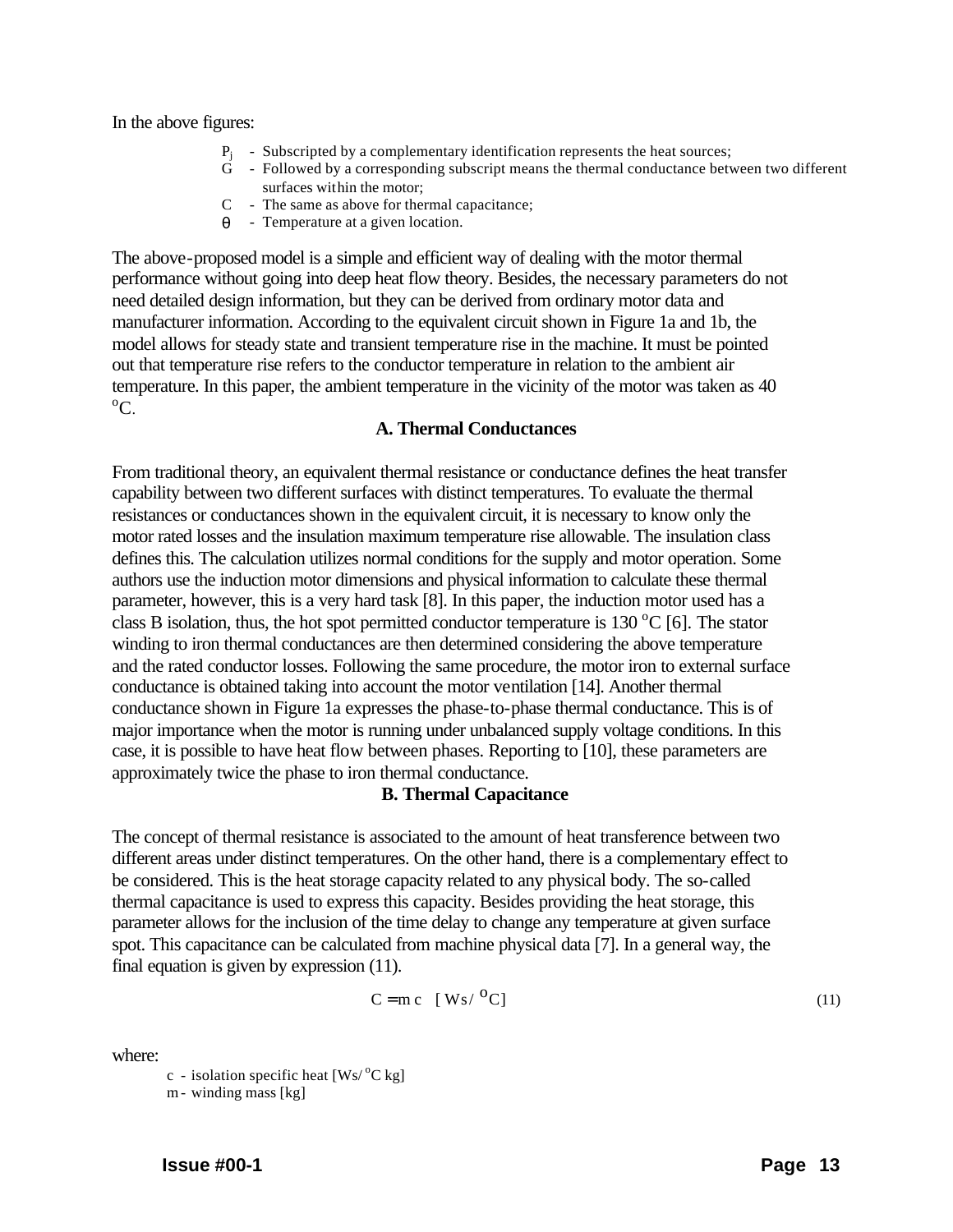In the above figures:

- $P_j$ - Subscripted by a complementary identification represents the heat sources;
- G - Followed by a corresponding subscript means the thermal conductance between two different surfaces within the motor;
- C - The same as above for thermal capacitance;
- $\theta$ - Temperature at a given location.

The above-proposed model is a simple and efficient way of dealing with the motor thermal performance without going into deep heat flow theory. Besides, the necessary parameters do not need detailed design information, but they can be derived from ordinary motor data and manufacturer information. According to the equivalent circuit shown in Figure 1a and 1b, the model allows for steady state and transient temperature rise in the machine. It must be pointed out that temperature rise refers to the conductor temperature in relation to the ambient air temperature. In this paper, the ambient temperature in the vicinity of the motor was taken as 40 $^{o}$C.

### A. Thermal Conductances

From traditional theory, an equivalent thermal resistance or conductance defines the heat transfer capability between two different surfaces with distinct temperatures. To evaluate the thermal resistances or conductances shown in the equivalent circuit, it is necessary to know only the motor rated losses and the insulation maximum temperature rise allowable. The insulation class defines this. The calculation utilizes normal conditions for the supply and motor operation. Some authors use the induction motor dimensions and physical information to calculate these thermal parameter, however, this is a very hard task [8]. In this paper, the induction motor used has a class B isolation, thus, the hot spot permitted conductor temperature is 130 $^{o}$C [6]. The stator winding to iron thermal conductances are then determined considering the above temperature and the rated conductor losses. Following the same procedure, the motor iron to external surface conductance is obtained taking into account the motor ventilation [14]. Another thermal conductance shown in Figure 1a expresses the phase-to-phase thermal conductance. This is of major importance when the motor is running under unbalanced supply voltage conditions. In this case, it is possible to have heat flow between phases. Reporting to [10], these parameters are approximately twice the phase to iron thermal conductance.

### B. Thermal Capacitance

The concept of thermal resistance is associated to the amount of heat transference between two different areas under distinct temperatures. On the other hand, there is a complementary effect to be considered. This is the heat storage capacity related to any physical body. The so-called thermal capacitance is used to express this capacity. Besides providing the heat storage, this parameter allows for the inclusion of the time delay to change any temperature at given surface spot. This capacitance can be calculated from machine physical data [7]. In a general way, the final equation is given by expression (11).

$$C = m\,c \quad [\,Ws/\,^{o}C] \tag{11}$$

where:

- c - isolation specific heat [Ws/ $^{o}$C kg]
- m - winding mass [kg]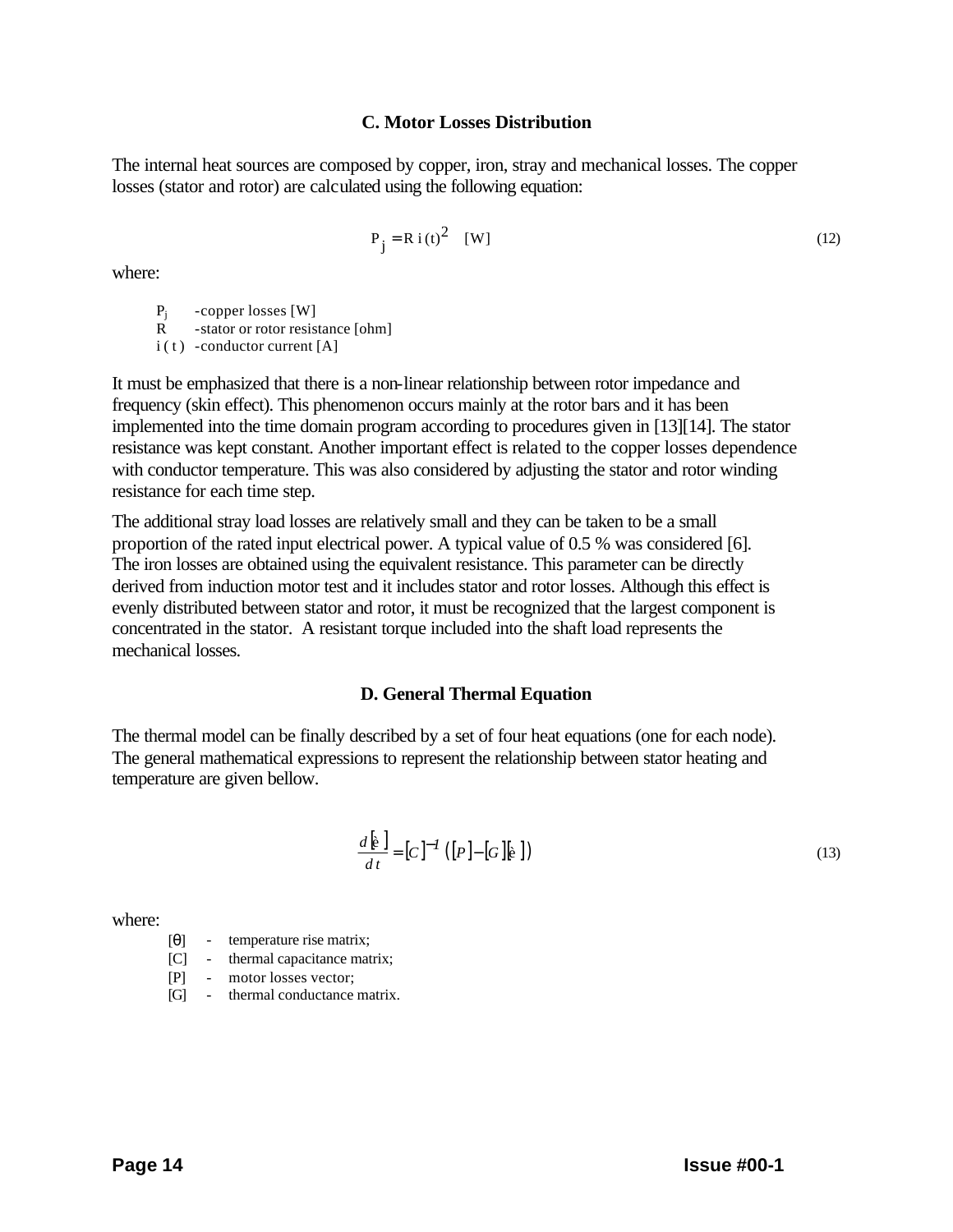### C. Motor Losses Distribution

The internal heat sources are composed by copper, iron, stray and mechanical losses. The copper losses (stator and rotor) are calculated using the following equation:

$$P_j = R\, i(t)^2 \quad [W] \tag{12}$$

where:

- $P_j$ -copper losses [W]
- $R$ -stator or rotor resistance [ohm]
- $i(t)$ -conductor current [A]

It must be emphasized that there is a non-linear relationship between rotor impedance and frequency (skin effect). This phenomenon occurs mainly at the rotor bars and it has been implemented into the time domain program according to procedures given in [13][14]. The stator resistance was kept constant. Another important effect is related to the copper losses dependence with conductor temperature. This was also considered by adjusting the stator and rotor winding resistance for each time step.

The additional stray load losses are relatively small and they can be taken to be a small proportion of the rated input electrical power. A typical value of 0.5 % was considered [6]. The iron losses are obtained using the equivalent resistance. This parameter can be directly derived from induction motor test and it includes stator and rotor losses. Although this effect is evenly distributed between stator and rotor, it must be recognized that the largest component is concentrated in the stator. A resistant torque included into the shaft load represents the mechanical losses.

### D. General Thermal Equation

The thermal model can be finally described by a set of four heat equations (one for each node). The general mathematical expressions to represent the relationship between stator heating and temperature are given bellow.

$$\frac{d[\theta]}{dt} = [C]^{-1}\left([P] - [G][\theta]\right) \tag{13}$$

where:

- $[\theta]$ - temperature rise matrix;
- $[C]$ - thermal capacitance matrix;
- $[P]$ - motor losses vector;
- $[G]$ - thermal conductance matrix.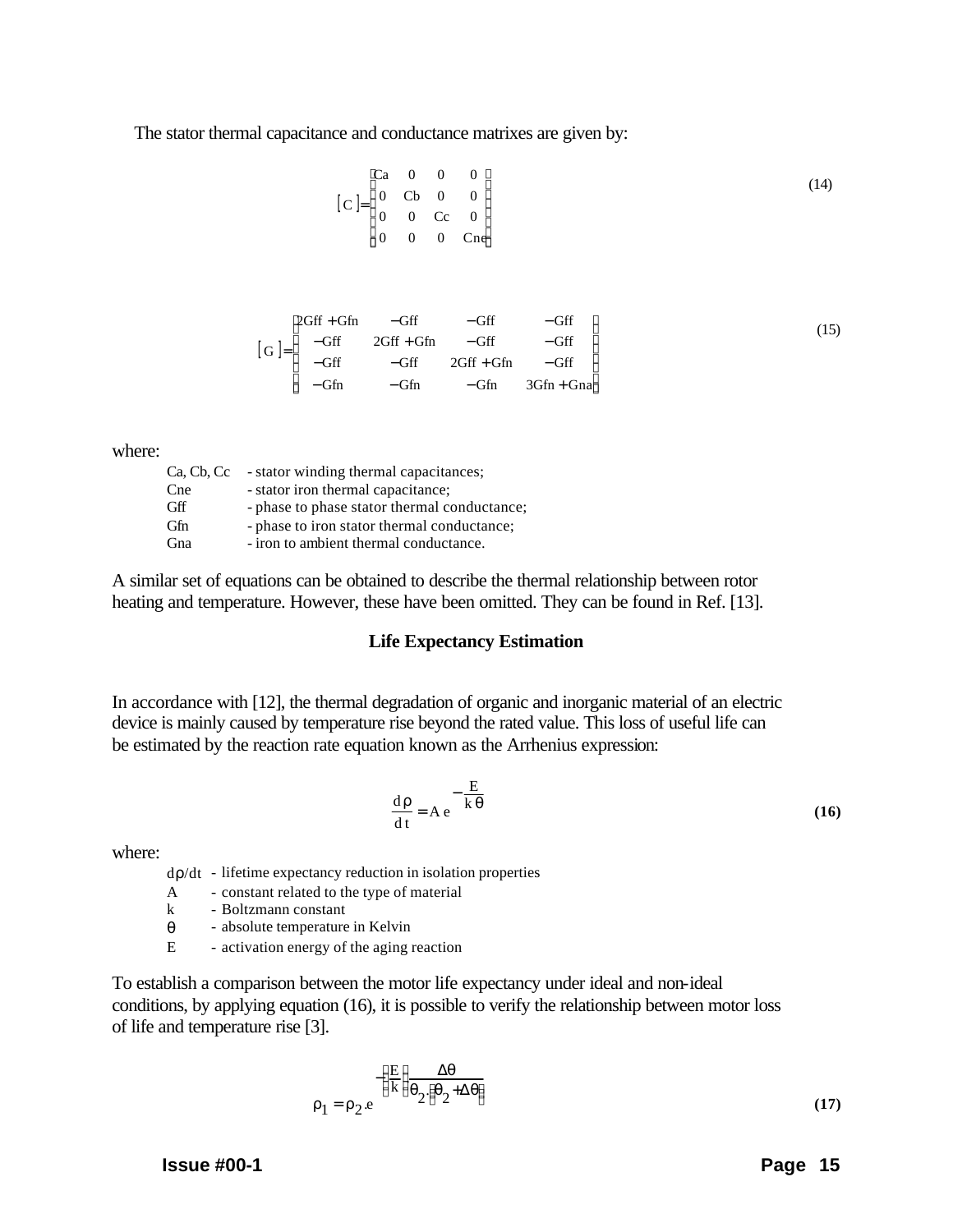The stator thermal capacitance and conductance matrixes are given by:

$$[C] = \begin{bmatrix} Ca & 0 & 0 & 0 \\ 0 & Cb & 0 & 0 \\ 0 & 0 & Cc & 0 \\ 0 & 0 & 0 & Cne \end{bmatrix} \tag{14}$$

$$[G] = \begin{bmatrix} 2Gff + Gfn & -Gff & -Gff & -Gff \\ -Gff & 2Gff + Gfn & -Gff & -Gff \\ -Gff & -Gff & 2Gff + Gfn & -Gff \\ -Gfn & -Gfn & -Gfn & 3Gfn + Gna \end{bmatrix} \tag{15}$$

where:

| | |
|---|---|
| Ca, Cb, Cc | - stator winding thermal capacitances; |
| Cne | - stator iron thermal capacitance; |
| Gff | - phase to phase stator thermal conductance; |
| Gfn | - phase to iron stator thermal conductance; |
| Gna | - iron to ambient thermal conductance. |

A similar set of equations can be obtained to describe the thermal relationship between rotor heating and temperature. However, these have been omitted. They can be found in Ref. [13].

### Life Expectancy Estimation

In accordance with [12], the thermal degradation of organic and inorganic material of an electric device is mainly caused by temperature rise beyond the rated value. This loss of useful life can be estimated by the reaction rate equation known as the Arrhenius expression:

$$\frac{d\rho}{dt} = A\, e^{-\frac{E}{k\theta}} \tag{16}$$

where:

| | |
|---|---|
| $d\rho/dt$ | - lifetime expectancy reduction in isolation properties |
| A | - constant related to the type of material |
| k | - Boltzmann constant |
| $\theta$ | - absolute temperature in Kelvin |
| E | - activation energy of the aging reaction |

To establish a comparison between the motor life expectancy under ideal and non-ideal conditions, by applying equation (16), it is possible to verify the relationship between motor loss of life and temperature rise [3].

$$\rho_1 = \rho_2 . e^{-\left(\frac{E}{k}\right)\left(\frac{\Delta\theta}{\theta_2 .\left(\theta_2 + \Delta\theta\right)}\right)} \tag{17}$$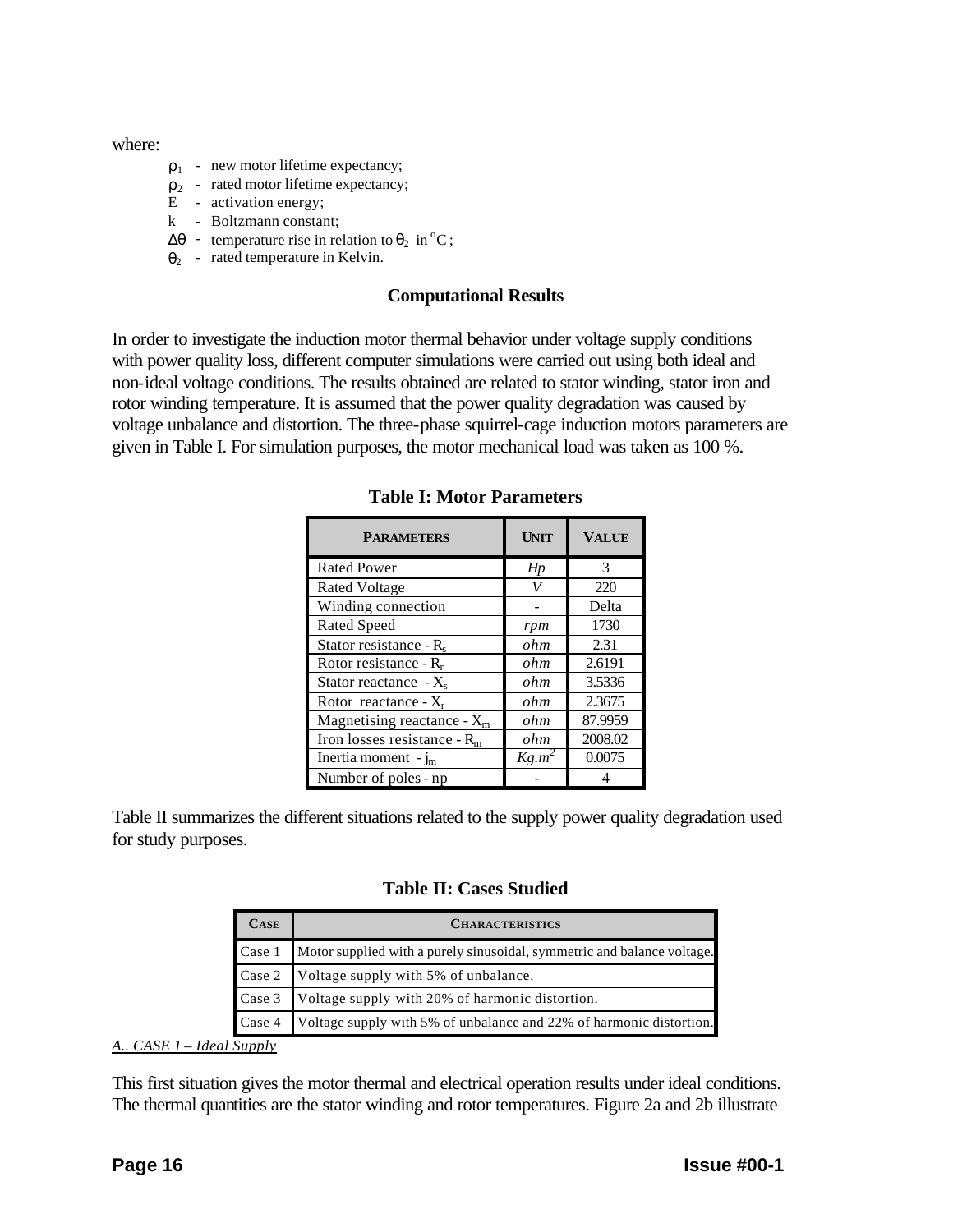where:

- $\rho_1$ - new motor lifetime expectancy;
- $\rho_2$ - rated motor lifetime expectancy;
- E - activation energy;
- k - Boltzmann constant;
- $\Delta\theta$ - temperature rise in relation to $\theta_2$ in $^oC$;
- $\theta_2$ - rated temperature in Kelvin.

### Computational Results

In order to investigate the induction motor thermal behavior under voltage supply conditions with power quality loss, different computer simulations were carried out using both ideal and non-ideal voltage conditions. The results obtained are related to stator winding, stator iron and rotor winding temperature. It is assumed that the power quality degradation was caused by voltage unbalance and distortion. The three-phase squirrel-cage induction motors parameters are given in Table I. For simulation purposes, the motor mechanical load was taken as 100 %.

**Table I: Motor Parameters**

| PARAMETERS | UNIT | VALUE |
|---|---|---|
| Rated Power | *Hp* | 3 |
| Rated Voltage | *V* | 220 |
| Winding connection | - | Delta |
| Rated Speed | *rpm* | 1730 |
| Stator resistance - $R_s$ | *ohm* | 2.31 |
| Rotor resistance - $R_r$ | *ohm* | 2.6191 |
| Stator reactance - $X_s$ | *ohm* | 3.5336 |
| Rotor reactance - $X_r$ | *ohm* | 2.3675 |
| Magnetising reactance - $X_m$ | *ohm* | 87.9959 |
| Iron losses resistance - $R_m$ | *ohm* | 2008.02 |
| Inertia moment - $j_m$ | $Kg.m^2$ | 0.0075 |
| Number of poles - np | - | 4 |

Table II summarizes the different situations related to the supply power quality degradation used for study purposes.

**Table II: Cases Studied**

| CASE | CHARACTERISTICS |
|---|---|
| Case 1 | Motor supplied with a purely sinusoidal, symmetric and balance voltage. |
| Case 2 | Voltage supply with 5% of unbalance. |
| Case 3 | Voltage supply with 20% of harmonic distortion. |
| Case 4 | Voltage supply with 5% of unbalance and 22% of harmonic distortion. |

*A.. CASE 1 – Ideal Supply*

This first situation gives the motor thermal and electrical operation results under ideal conditions. The thermal quantities are the stator winding and rotor temperatures. Figure 2a and 2b illustrate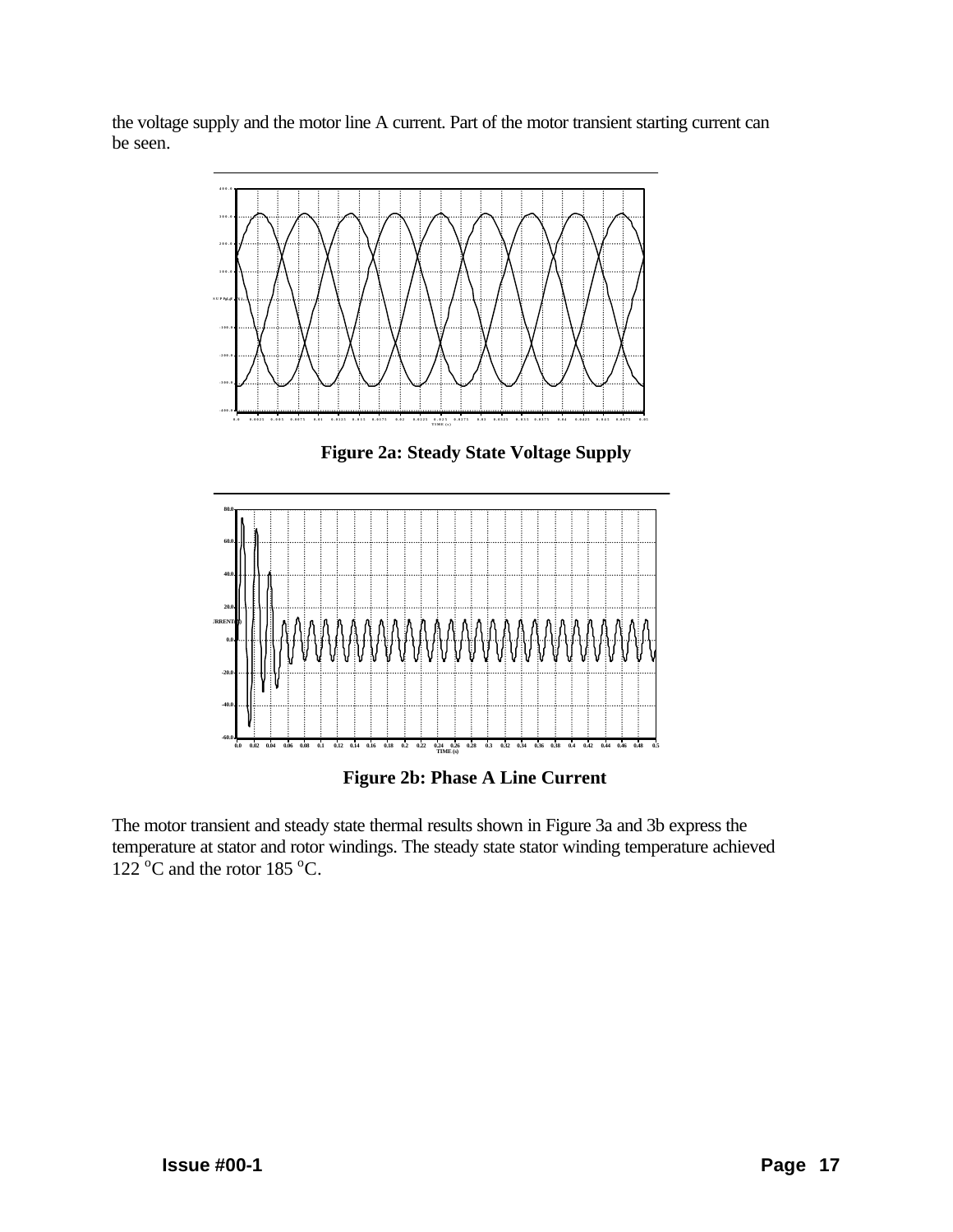the voltage supply and the motor line A current. Part of the motor transient starting current can be seen.

**Figure 2a: Steady State Voltage Supply**

**Figure 2b: Phase A Line Current**

The motor transient and steady state thermal results shown in Figure 3a and 3b express the temperature at stator and rotor windings. The steady state stator winding temperature achieved 122 $^{o}$C and the rotor 185 $^{o}$C.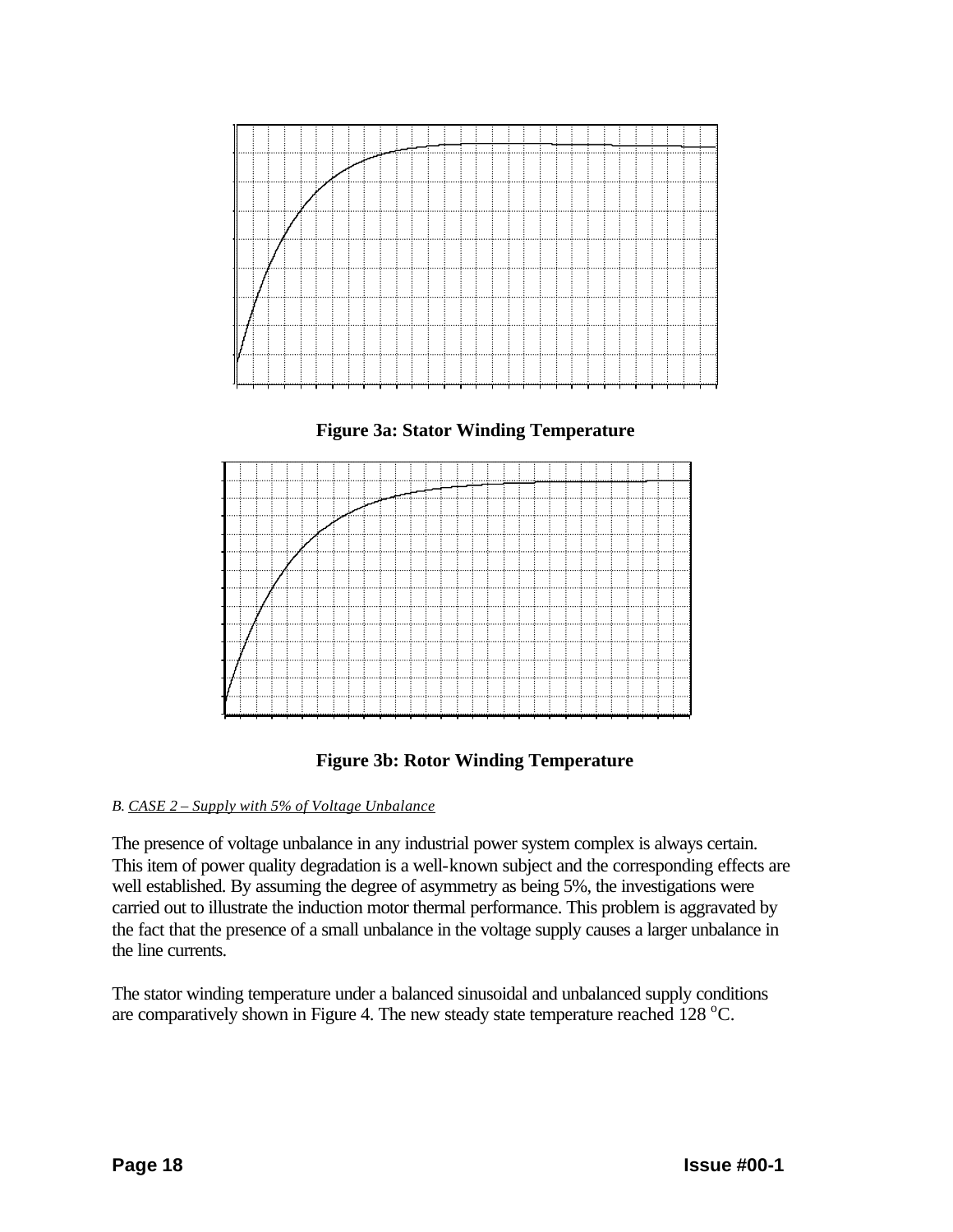**Figure 3a: Stator Winding Temperature**

**Figure 3b: Rotor Winding Temperature**

*B. CASE 2 – Supply with 5% of Voltage Unbalance*

The presence of voltage unbalance in any industrial power system complex is always certain. This item of power quality degradation is a well-known subject and the corresponding effects are well established. By assuming the degree of asymmetry as being 5%, the investigations were carried out to illustrate the induction motor thermal performance. This problem is aggravated by the fact that the presence of a small unbalance in the voltage supply causes a larger unbalance in the line currents.

The stator winding temperature under a balanced sinusoidal and unbalanced supply conditions are comparatively shown in Figure 4. The new steady state temperature reached 128 $^{o}$C.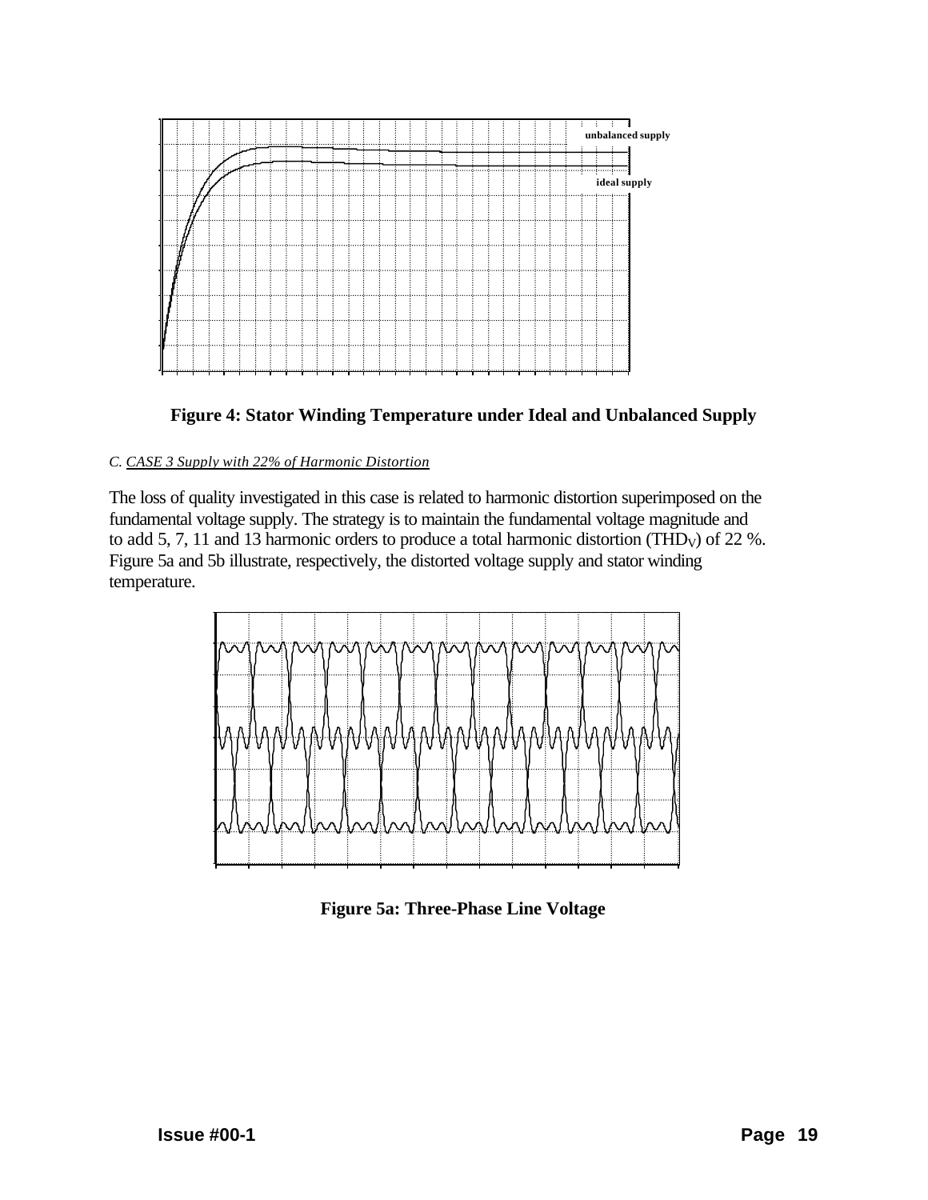**Figure 4: Stator Winding Temperature under Ideal and Unbalanced Supply**

*C. CASE 3 Supply with 22% of Harmonic Distortion*

The loss of quality investigated in this case is related to harmonic distortion superimposed on the fundamental voltage supply. The strategy is to maintain the fundamental voltage magnitude and to add 5, 7, 11 and 13 harmonic orders to produce a total harmonic distortion ($THD_V$) of 22 %. Figure 5a and 5b illustrate, respectively, the distorted voltage supply and stator winding temperature.

**Figure 5a: Three-Phase Line Voltage**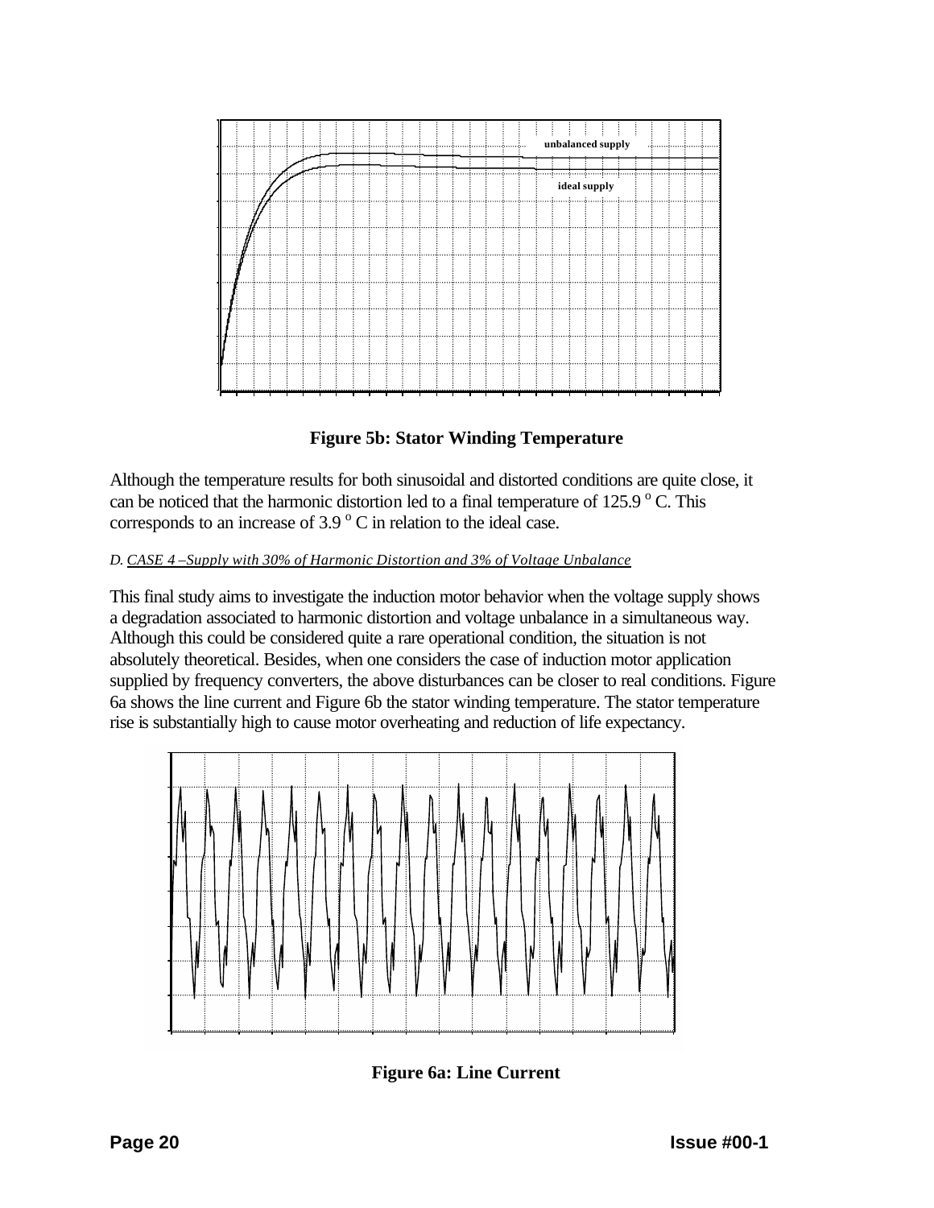Figure 5b: Stator Winding Temperature

Although the temperature results for both sinusoidal and distorted conditions are quite close, it can be noticed that the harmonic distortion led to a final temperature of 125.9 $^{o}$ C. This corresponds to an increase of 3.9 $^{o}$ C in relation to the ideal case.

#### D. *CASE 4 –Supply with 30% of Harmonic Distortion and 3% of Voltage Unbalance*

This final study aims to investigate the induction motor behavior when the voltage supply shows a degradation associated to harmonic distortion and voltage unbalance in a simultaneous way. Although this could be considered quite a rare operational condition, the situation is not absolutely theoretical. Besides, when one considers the case of induction motor application supplied by frequency converters, the above disturbances can be closer to real conditions. Figure 6a shows the line current and Figure 6b the stator winding temperature. The stator temperature rise is substantially high to cause motor overheating and reduction of life expectancy.

Figure 6a: Line Current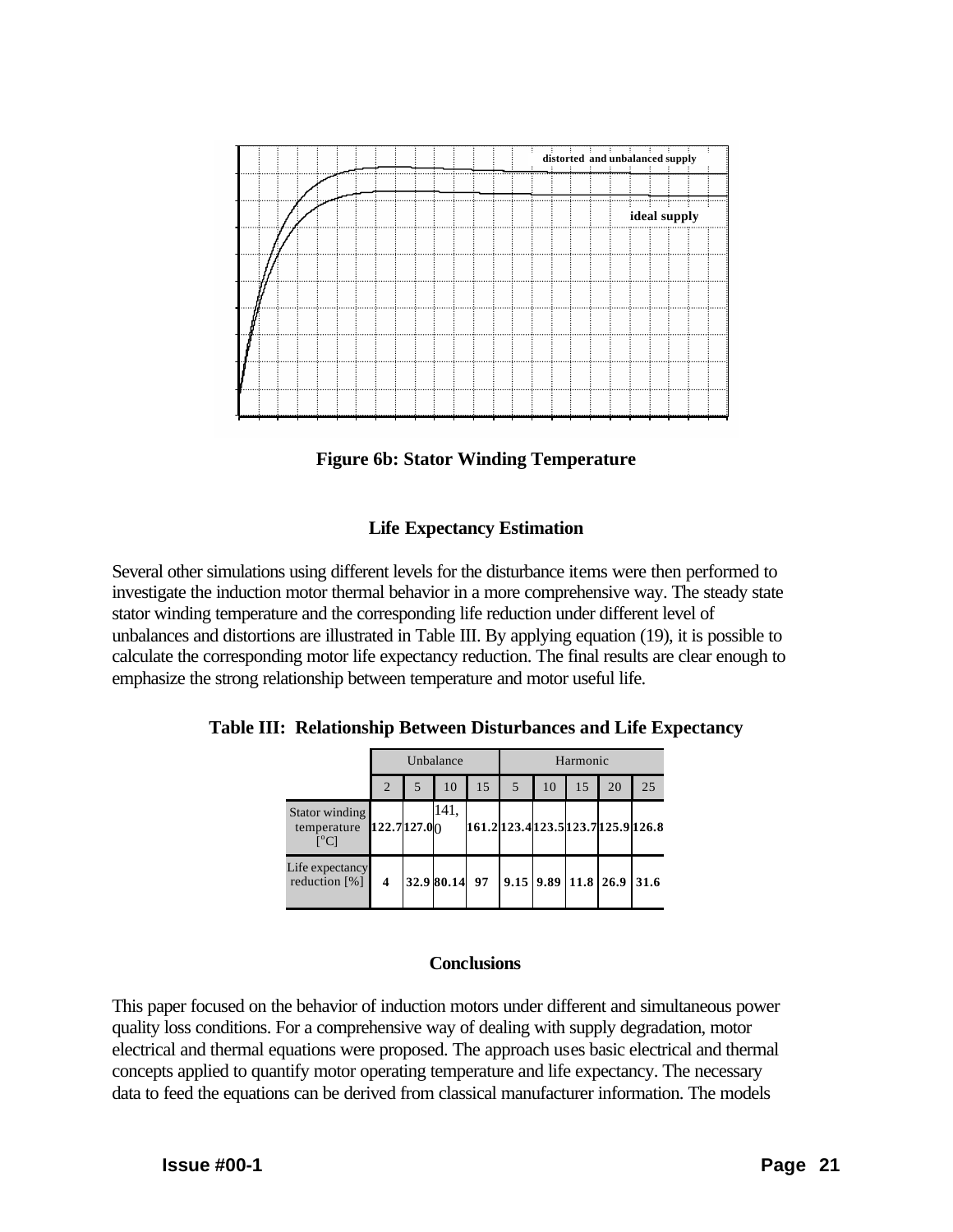**Figure 6b: Stator Winding Temperature**

### Life Expectancy Estimation

Several other simulations using different levels for the disturbance items were then performed to investigate the induction motor thermal behavior in a more comprehensive way. The steady state stator winding temperature and the corresponding life reduction under different level of unbalances and distortions are illustrated in Table III. By applying equation (19), it is possible to calculate the corresponding motor life expectancy reduction. The final results are clear enough to emphasize the strong relationship between temperature and motor useful life.

**Table III: Relationship Between Disturbances and Life Expectancy**

| | Unbalance | | | | Harmonic | | | | |
|---|---|---|---|---|---|---|---|---|---|
| | 2 | 5 | 10 | 15 | 5 | 10 | 15 | 20 | 25 |
| Stator winding temperature [°C] | 122.7 | 127.0 | 141,0 | 161.2 | 123.4 | 123.5 | 123.7 | 125.9 | 126.8 |
| Life expectancy reduction [%] | 4 | 32.9 | 80.14 | 97 | 9.15 | 9.89 | 11.8 | 26.9 | 31.6 |

### Conclusions

This paper focused on the behavior of induction motors under different and simultaneous power quality loss conditions. For a comprehensive way of dealing with supply degradation, motor electrical and thermal equations were proposed. The approach uses basic electrical and thermal concepts applied to quantify motor operating temperature and life expectancy. The necessary data to feed the equations can be derived from classical manufacturer information. The models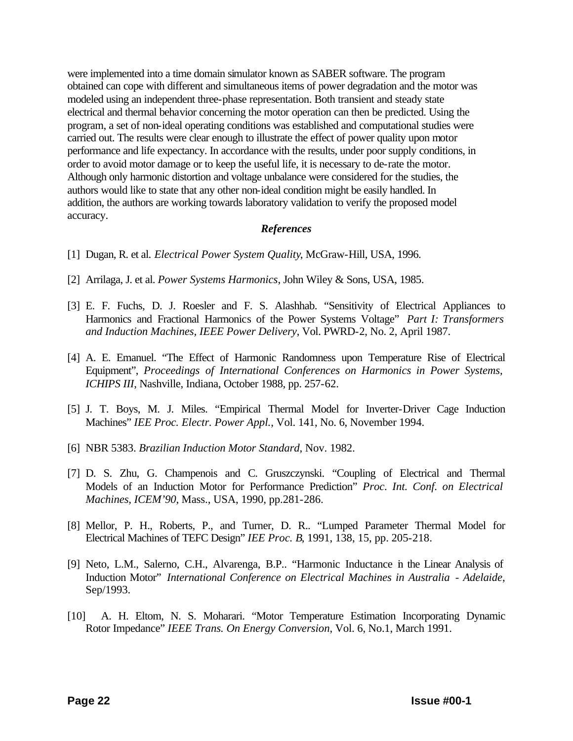were implemented into a time domain simulator known as SABER software. The program obtained can cope with different and simultaneous items of power degradation and the motor was modeled using an independent three-phase representation. Both transient and steady state electrical and thermal behavior concerning the motor operation can then be predicted. Using the program, a set of non-ideal operating conditions was established and computational studies were carried out. The results were clear enough to illustrate the effect of power quality upon motor performance and life expectancy. In accordance with the results, under poor supply conditions, in order to avoid motor damage or to keep the useful life, it is necessary to de-rate the motor. Although only harmonic distortion and voltage unbalance were considered for the studies, the authors would like to state that any other non-ideal condition might be easily handled. In addition, the authors are working towards laboratory validation to verify the proposed model accuracy.

### *References*

[1] Dugan, R. et al. *Electrical Power System Quality*, McGraw-Hill, USA, 1996.

[2] Arrilaga, J. et al. *Power Systems Harmonics*, John Wiley & Sons, USA, 1985.

[3] E. F. Fuchs, D. J. Roesler and F. S. Alashhab. "Sensitivity of Electrical Appliances to Harmonics and Fractional Harmonics of the Power Systems Voltage" *Part I: Transformers and Induction Machines, IEEE Power Delivery*, Vol. PWRD-2, No. 2, April 1987.

[4] A. E. Emanuel. "The Effect of Harmonic Randomness upon Temperature Rise of Electrical Equipment", *Proceedings of International Conferences on Harmonics in Power Systems, ICHIPS III*, Nashville, Indiana, October 1988, pp. 257-62.

[5] J. T. Boys, M. J. Miles. "Empirical Thermal Model for Inverter-Driver Cage Induction Machines" *IEE Proc. Electr. Power Appl.*, Vol. 141, No. 6, November 1994.

[6] NBR 5383. *Brazilian Induction Motor Standard*, Nov. 1982.

[7] D. S. Zhu, G. Champenois and C. Gruszczynski. "Coupling of Electrical and Thermal Models of an Induction Motor for Performance Prediction" *Proc. Int. Conf. on Electrical Machines, ICEM'90*, Mass., USA, 1990, pp.281-286.

[8] Mellor, P. H., Roberts, P., and Turner, D. R.. "Lumped Parameter Thermal Model for Electrical Machines of TEFC Design" *IEE Proc. B*, 1991, 138, 15, pp. 205-218.

[9] Neto, L.M., Salerno, C.H., Alvarenga, B.P.. "Harmonic Inductance in the Linear Analysis of Induction Motor" *International Conference on Electrical Machines in Australia - Adelaide*, Sep/1993.

[10] A. H. Eltom, N. S. Moharari. "Motor Temperature Estimation Incorporating Dynamic Rotor Impedance" *IEEE Trans. On Energy Conversion*, Vol. 6, No.1, March 1991.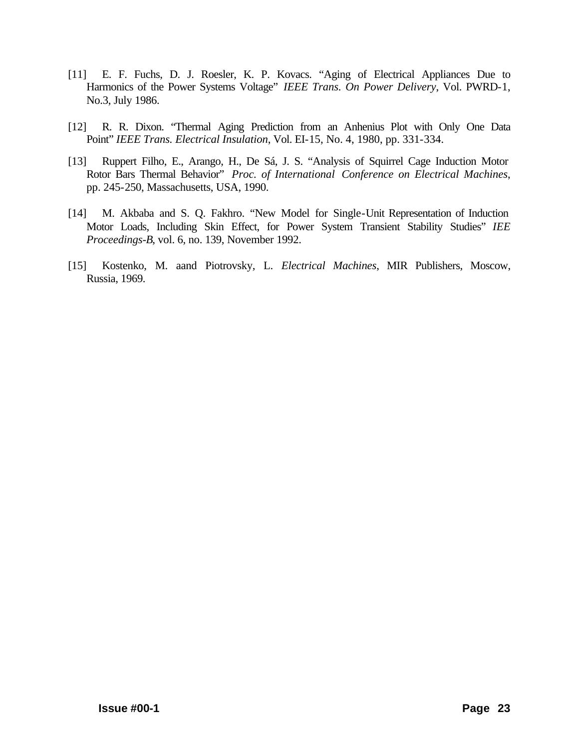[11] E. F. Fuchs, D. J. Roesler, K. P. Kovacs. "Aging of Electrical Appliances Due to Harmonics of the Power Systems Voltage" *IEEE Trans. On Power Delivery*, Vol. PWRD-1, No.3, July 1986.

[12] R. R. Dixon. "Thermal Aging Prediction from an Anhenius Plot with Only One Data Point" *IEEE Trans. Electrical Insulation*, Vol. EI-15, No. 4, 1980, pp. 331-334.

[13] Ruppert Filho, E., Arango, H., De Sá, J. S. "Analysis of Squirrel Cage Induction Motor Rotor Bars Thermal Behavior" *Proc. of International Conference on Electrical Machines*, pp. 245-250, Massachusetts, USA, 1990.

[14] M. Akbaba and S. Q. Fakhro. "New Model for Single-Unit Representation of Induction Motor Loads, Including Skin Effect, for Power System Transient Stability Studies" *IEE Proceedings-B*, vol. 6, no. 139, November 1992.

[15] Kostenko, M. aand Piotrovsky, L. *Electrical Machines*, MIR Publishers, Moscow, Russia, 1969.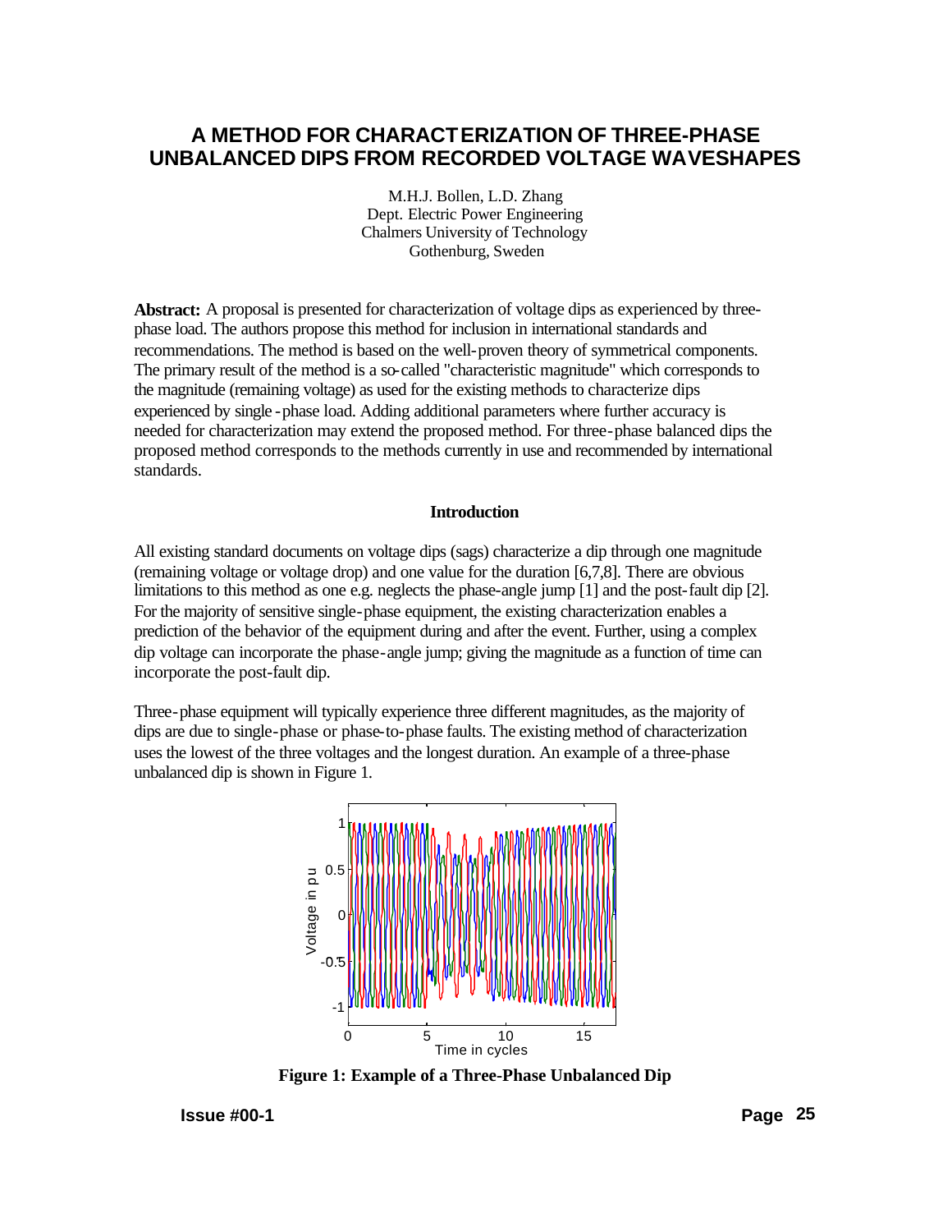# A METHOD FOR CHARACTERIZATION OF THREE-PHASE UNBALANCED DIPS FROM RECORDED VOLTAGE WAVESHAPES

M.H.J. Bollen, L.D. Zhang
Dept. Electric Power Engineering
Chalmers University of Technology
Gothenburg, Sweden

**Abstract:** A proposal is presented for characterization of voltage dips as experienced by three-phase load. The authors propose this method for inclusion in international standards and recommendations. The method is based on the well-proven theory of symmetrical components. The primary result of the method is a so-called "characteristic magnitude" which corresponds to the magnitude (remaining voltage) as used for the existing methods to characterize dips experienced by single-phase load. Adding additional parameters where further accuracy is needed for characterization may extend the proposed method. For three-phase balanced dips the proposed method corresponds to the methods currently in use and recommended by international standards.

## Introduction

All existing standard documents on voltage dips (sags) characterize a dip through one magnitude (remaining voltage or voltage drop) and one value for the duration [6,7,8]. There are obvious limitations to this method as one e.g. neglects the phase-angle jump [1] and the post-fault dip [2]. For the majority of sensitive single-phase equipment, the existing characterization enables a prediction of the behavior of the equipment during and after the event. Further, using a complex dip voltage can incorporate the phase-angle jump; giving the magnitude as a function of time can incorporate the post-fault dip.

Three-phase equipment will typically experience three different magnitudes, as the majority of dips are due to single-phase or phase-to-phase faults. The existing method of characterization uses the lowest of the three voltages and the longest duration. An example of a three-phase unbalanced dip is shown in Figure 1.

**Figure 1: Example of a Three-Phase Unbalanced Dip**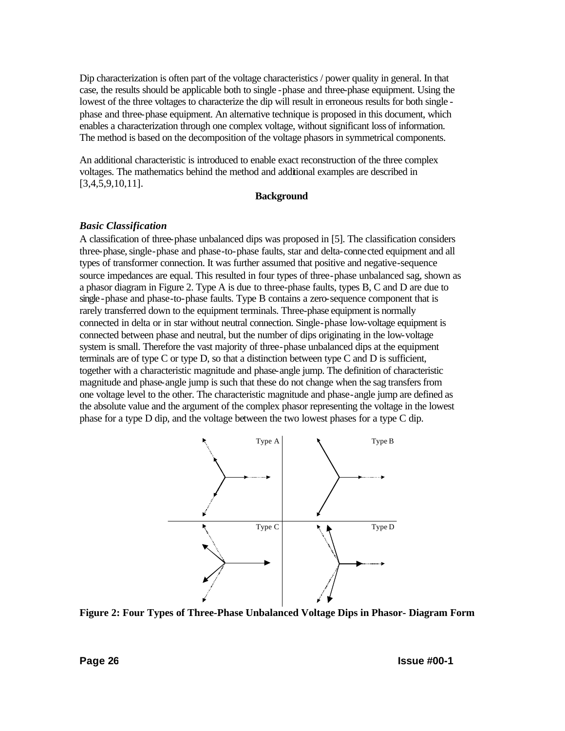Dip characterization is often part of the voltage characteristics / power quality in general. In that case, the results should be applicable both to single-phase and three-phase equipment. Using the lowest of the three voltages to characterize the dip will result in erroneous results for both single-phase and three-phase equipment. An alternative technique is proposed in this document, which enables a characterization through one complex voltage, without significant loss of information. The method is based on the decomposition of the voltage phasors in symmetrical components.

An additional characteristic is introduced to enable exact reconstruction of the three complex voltages. The mathematics behind the method and additional examples are described in [3,4,5,9,10,11].

## Background

### *Basic Classification*

A classification of three-phase unbalanced dips was proposed in [5]. The classification considers three-phase, single-phase and phase-to-phase faults, star and delta-connected equipment and all types of transformer connection. It was further assumed that positive and negative-sequence source impedances are equal. This resulted in four types of three-phase unbalanced sag, shown as a phasor diagram in Figure 2. Type A is due to three-phase faults, types B, C and D are due to single-phase and phase-to-phase faults. Type B contains a zero-sequence component that is rarely transferred down to the equipment terminals. Three-phase equipment is normally connected in delta or in star without neutral connection. Single-phase low-voltage equipment is connected between phase and neutral, but the number of dips originating in the low-voltage system is small. Therefore the vast majority of three-phase unbalanced dips at the equipment terminals are of type C or type D, so that a distinction between type C and D is sufficient, together with a characteristic magnitude and phase-angle jump. The definition of characteristic magnitude and phase-angle jump is such that these do not change when the sag transfers from one voltage level to the other. The characteristic magnitude and phase-angle jump are defined as the absolute value and the argument of the complex phasor representing the voltage in the lowest phase for a type D dip, and the voltage between the two lowest phases for a type C dip.

Type A | Type B | Type C | Type D

**Figure 2: Four Types of Three-Phase Unbalanced Voltage Dips in Phasor- Diagram Form**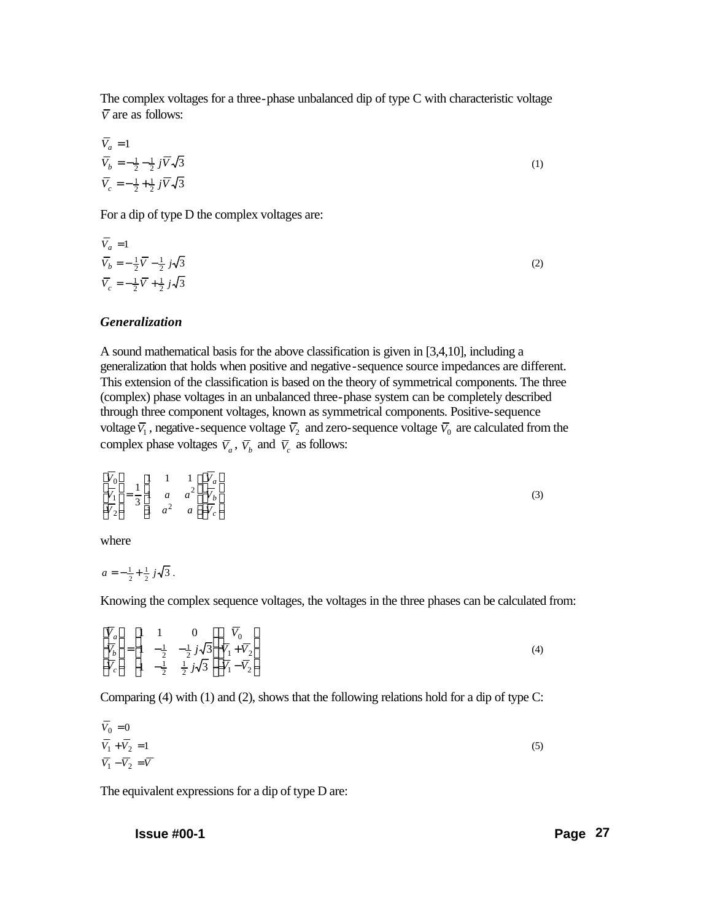The complex voltages for a three-phase unbalanced dip of type C with characteristic voltage $\overline{V}$ are as follows:

$$
\begin{aligned}
\overline{V}_a &= 1 \\
\overline{V}_b &= -\tfrac{1}{2} - \tfrac{1}{2} j\overline{V}\sqrt{3} \\
\overline{V}_c &= -\tfrac{1}{2} + \tfrac{1}{2} j\overline{V}\sqrt{3}
\end{aligned}
\tag{1}
$$

For a dip of type D the complex voltages are:

$$
\begin{aligned}
\overline{V}_a &= 1 \\
\overline{V}_b &= -\tfrac{1}{2}\overline{V} - \tfrac{1}{2} j\sqrt{3} \\
\overline{V}_c &= -\tfrac{1}{2}\overline{V} + \tfrac{1}{2} j\sqrt{3}
\end{aligned}
\tag{2}
$$

### *Generalization*

A sound mathematical basis for the above classification is given in [3,4,10], including a generalization that holds when positive and negative-sequence source impedances are different. This extension of the classification is based on the theory of symmetrical components. The three (complex) phase voltages in an unbalanced three-phase system can be completely described through three component voltages, known as symmetrical components. Positive-sequence voltage $\overline{V}_1$, negative-sequence voltage $\overline{V}_2$ and zero-sequence voltage $\overline{V}_0$ are calculated from the complex phase voltages $\overline{V}_a$, $\overline{V}_b$ and $\overline{V}_c$ as follows:

$$
\begin{bmatrix} \overline{V}_0 \\ \overline{V}_1 \\ \overline{V}_2 \end{bmatrix} = \frac{1}{3} \begin{bmatrix} 1 & 1 & 1 \\ 1 & a & a^2 \\ 1 & a^2 & a \end{bmatrix} \begin{bmatrix} \overline{V}_a \\ \overline{V}_b \\ \overline{V}_c \end{bmatrix}
\tag{3}
$$

where

$$a = -\tfrac{1}{2} + \tfrac{1}{2} j\sqrt{3}.$$

Knowing the complex sequence voltages, the voltages in the three phases can be calculated from:

$$
\begin{bmatrix} \overline{V}_a \\ \overline{V}_b \\ \overline{V}_c \end{bmatrix} = \begin{bmatrix} 1 & 1 & 0 \\ 1 & -\tfrac{1}{2} & -\tfrac{1}{2} j\sqrt{3} \\ 1 & -\tfrac{1}{2} & \tfrac{1}{2} j\sqrt{3} \end{bmatrix} \begin{bmatrix} \overline{V}_0 \\ \overline{V}_1 + \overline{V}_2 \\ \overline{V}_1 - \overline{V}_2 \end{bmatrix}
\tag{4}
$$

Comparing (4) with (1) and (2), shows that the following relations hold for a dip of type C:

$$
\begin{aligned}
\overline{V}_0 &= 0 \\
\overline{V}_1 + \overline{V}_2 &= 1 \\
\overline{V}_1 - \overline{V}_2 &= \overline{V}
\end{aligned}
\tag{5}
$$

The equivalent expressions for a dip of type D are: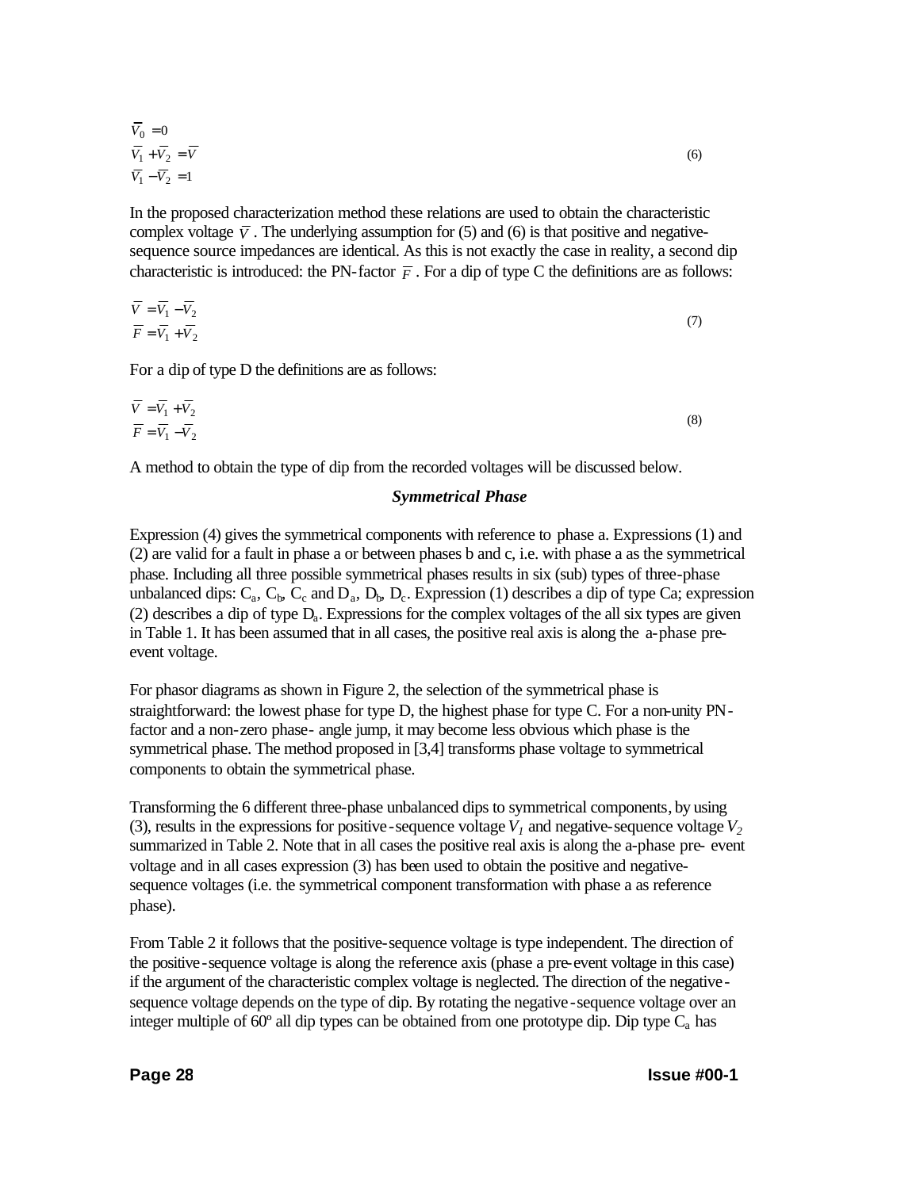$$
\begin{aligned}
\overline{V}_0 &= 0 \\
\overline{V}_1 + \overline{V}_2 &= \overline{V} \\
\overline{V}_1 - \overline{V}_2 &= 1
\end{aligned}
\tag{6}
$$

In the proposed characterization method these relations are used to obtain the characteristic complex voltage $\overline{V}$. The underlying assumption for (5) and (6) is that positive and negative-sequence source impedances are identical. As this is not exactly the case in reality, a second dip characteristic is introduced: the PN-factor $\overline{F}$. For a dip of type C the definitions are as follows:

$$
\begin{aligned}
\overline{V} &= \overline{V}_1 - \overline{V}_2 \\
\overline{F} &= \overline{V}_1 + \overline{V}_2
\end{aligned}
\tag{7}
$$

For a dip of type D the definitions are as follows:

$$
\begin{aligned}
\overline{V} &= \overline{V}_1 + \overline{V}_2 \\
\overline{F} &= \overline{V}_1 - \overline{V}_2
\end{aligned}
\tag{8}
$$

A method to obtain the type of dip from the recorded voltages will be discussed below.

### *Symmetrical Phase*

Expression (4) gives the symmetrical components with reference to phase a. Expressions (1) and (2) are valid for a fault in phase a or between phases b and c, i.e. with phase a as the symmetrical phase. Including all three possible symmetrical phases results in six (sub) types of three-phase unbalanced dips: $C_a$, $C_b$, $C_c$ and $D_a$, $D_b$, $D_c$. Expression (1) describes a dip of type Ca; expression (2) describes a dip of type $D_a$. Expressions for the complex voltages of the all six types are given in Table 1. It has been assumed that in all cases, the positive real axis is along the a-phase pre-event voltage.

For phasor diagrams as shown in Figure 2, the selection of the symmetrical phase is straightforward: the lowest phase for type D, the highest phase for type C. For a non-unity PN-factor and a non-zero phase- angle jump, it may become less obvious which phase is the symmetrical phase. The method proposed in [3,4] transforms phase voltage to symmetrical components to obtain the symmetrical phase.

Transforming the 6 different three-phase unbalanced dips to symmetrical components, by using (3), results in the expressions for positive-sequence voltage $V_1$ and negative-sequence voltage $V_2$ summarized in Table 2. Note that in all cases the positive real axis is along the a-phase pre- event voltage and in all cases expression (3) has been used to obtain the positive and negative-sequence voltages (i.e. the symmetrical component transformation with phase a as reference phase).

From Table 2 it follows that the positive-sequence voltage is type independent. The direction of the positive-sequence voltage is along the reference axis (phase a pre-event voltage in this case) if the argument of the characteristic complex voltage is neglected. The direction of the negative-sequence voltage depends on the type of dip. By rotating the negative-sequence voltage over an integer multiple of 60º all dip types can be obtained from one prototype dip. Dip type $C_a$ has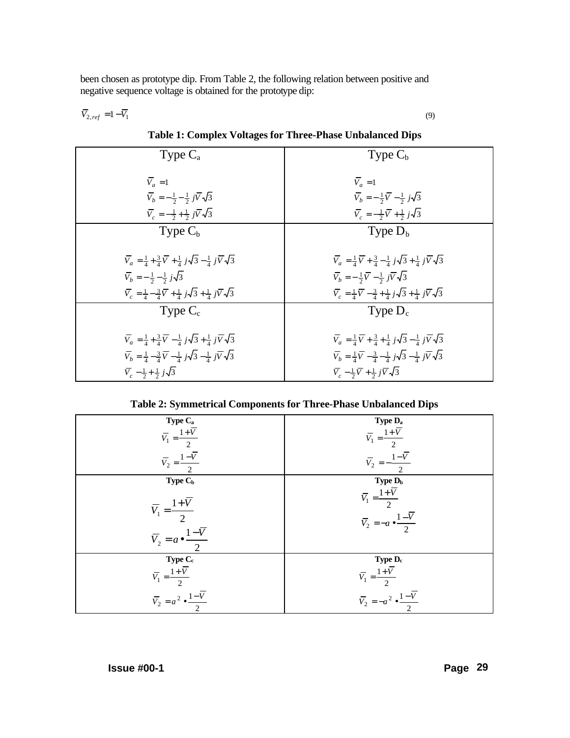been chosen as prototype dip. From Table 2, the following relation between positive and negative sequence voltage is obtained for the prototype dip:

$$\overline{V}_{2,ref} = 1 - \overline{V}_1 \tag{9}$$

**Table 1: Complex Voltages for Three-Phase Unbalanced Dips**

| Type $C_a$ | Type $C_b$ |
|---|---|
| $\overline{V}_a = 1$<br>$\overline{V}_b = -\frac{1}{2} - \frac{1}{2} j\overline{V}\sqrt{3}$<br>$\overline{V}_c = -\frac{1}{2} + \frac{1}{2} j\overline{V}\sqrt{3}$ | $\overline{V}_a = 1$<br>$\overline{V}_b = -\frac{1}{2}\overline{V} - \frac{1}{2} j\sqrt{3}$<br>$\overline{V}_c = -\frac{1}{2}\overline{V} + \frac{1}{2} j\sqrt{3}$ |
| **Type $C_b$** | **Type $D_b$** |
| $\overline{V}_a = \frac{1}{4} + \frac{3}{4}\overline{V} + \frac{1}{4} j\sqrt{3} - \frac{1}{4} j\overline{V}\sqrt{3}$<br>$\overline{V}_b = -\frac{1}{2} - \frac{1}{2} j\sqrt{3}$<br>$\overline{V}_c = \frac{1}{4} - \frac{3}{4}\overline{V} + \frac{1}{4} j\sqrt{3} + \frac{1}{4} j\overline{V}\sqrt{3}$ | $\overline{V}_a = \frac{1}{4}\overline{V} + \frac{3}{4} - \frac{1}{4} j\sqrt{3} + \frac{1}{4} j\overline{V}\sqrt{3}$<br>$\overline{V}_b = -\frac{1}{2}\overline{V} - \frac{1}{2} j\overline{V}\sqrt{3}$<br>$\overline{V}_c = \frac{1}{4}\overline{V} - \frac{3}{4} + \frac{1}{4} j\sqrt{3} + \frac{1}{4} j\overline{V}\sqrt{3}$ |
| **Type $C_c$** | **Type $D_c$** |
| $\overline{V}_a = \frac{1}{4} + \frac{3}{4}\overline{V} - \frac{1}{4} j\sqrt{3} + \frac{1}{4} j\overline{V}\sqrt{3}$<br>$\overline{V}_b = \frac{1}{4} - \frac{3}{4}\overline{V} - \frac{1}{4} j\sqrt{3} - \frac{1}{4} j\overline{V}\sqrt{3}$<br>$\overline{V}_c - \frac{1}{2} + \frac{1}{2} j\sqrt{3}$ | $\overline{V}_a = \frac{1}{4}\overline{V} + \frac{3}{4} + \frac{1}{4} j\sqrt{3} - \frac{1}{4} j\overline{V}\sqrt{3}$<br>$\overline{V}_b = \frac{1}{4}\overline{V} - \frac{3}{4} - \frac{1}{4} j\sqrt{3} - \frac{1}{4} j\overline{V}\sqrt{3}$<br>$\overline{V}_c - \frac{1}{2}\overline{V} + \frac{1}{2} j\overline{V}\sqrt{3}$ |

**Table 2: Symmetrical Components for Three-Phase Unbalanced Dips**

| **Type $C_a$** | **Type $D_a$** |
|---|---|
| $\overline{V}_1 = \frac{1+\overline{V}}{2}$<br>$\overline{V}_2 = \frac{1-\overline{V}}{2}$ | $\overline{V}_1 = \frac{1+\overline{V}}{2}$<br>$\overline{V}_2 = -\frac{1-\overline{V}}{2}$ |
| **Type $C_b$** | **Type $D_b$** |
| $\overline{V}_1 = \frac{1+\overline{V}}{2}$<br>$\overline{V}_2 = a \bullet \frac{1-\overline{V}}{2}$ | $\overline{V}_1 = \frac{1+\overline{V}}{2}$<br>$\overline{V}_2 = -a \bullet \frac{1-\overline{V}}{2}$ |
| **Type $C_c$** | **Type $D_c$** |
| $\overline{V}_1 = \frac{1+\overline{V}}{2}$<br>$\overline{V}_2 = a^2 \bullet \frac{1-\overline{V}}{2}$ | $\overline{V}_1 = \frac{1+\overline{V}}{2}$<br>$\overline{V}_2 = -a^2 \bullet \frac{1-\overline{V}}{2}$ |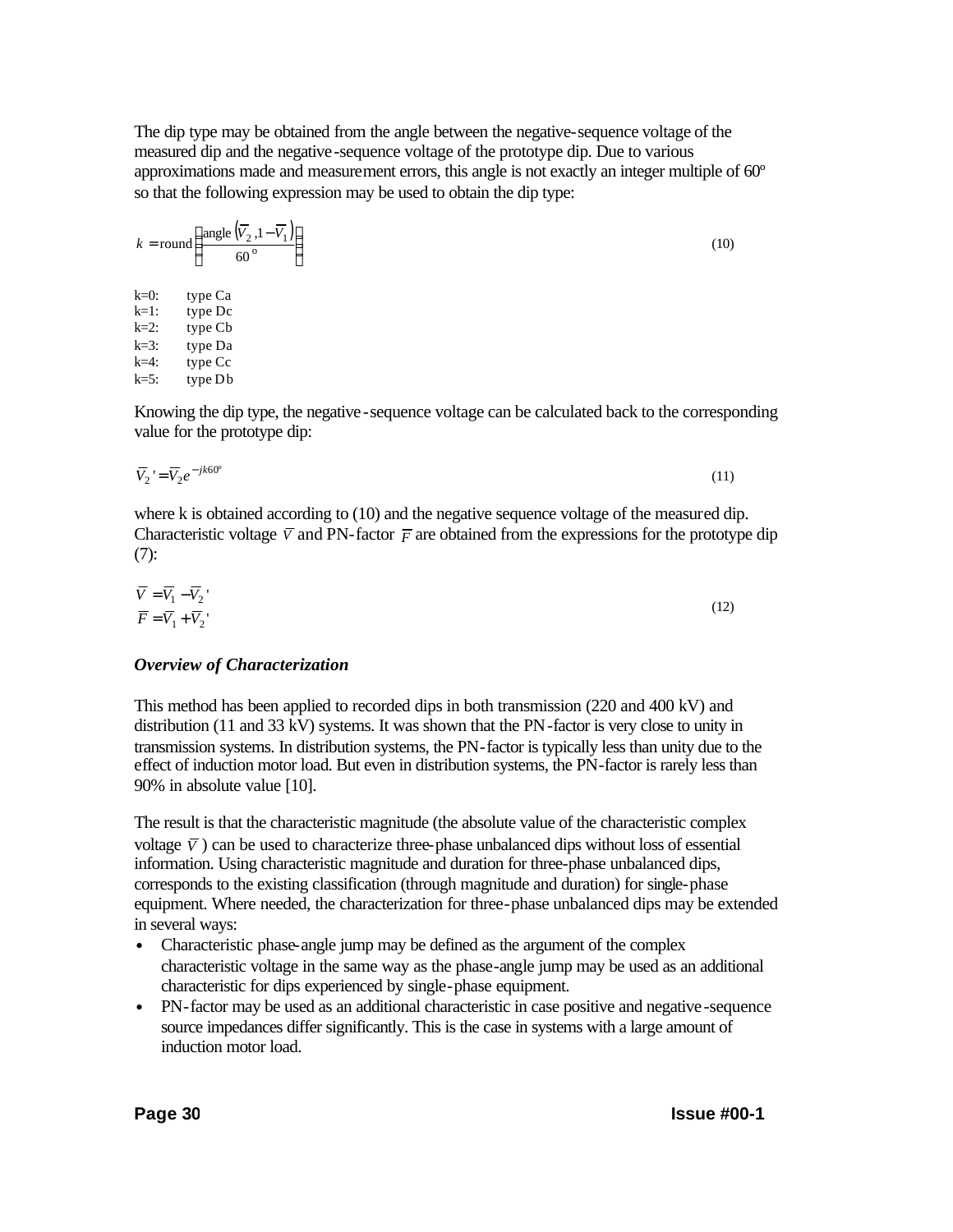The dip type may be obtained from the angle between the negative-sequence voltage of the measured dip and the negative-sequence voltage of the prototype dip. Due to various approximations made and measurement errors, this angle is not exactly an integer multiple of 60º so that the following expression may be used to obtain the dip type:

$$k = \text{round}\left(\frac{\text{angle}\left(\overline{V}_2, 1-\overline{V}_1\right)}{60^{\text{o}}}\right) \tag{10}$$

k=0: type Ca
k=1: type Dc
k=2: type Cb
k=3: type Da
k=4: type Cc
k=5: type Db

Knowing the dip type, the negative-sequence voltage can be calculated back to the corresponding value for the prototype dip:

$$\overline{V}_2' = \overline{V}_2 e^{-jk60^{\text{o}}} \tag{11}$$

where k is obtained according to (10) and the negative sequence voltage of the measured dip. Characteristic voltage $\overline{V}$ and PN-factor $\overline{F}$ are obtained from the expressions for the prototype dip (7):

$$\begin{aligned} \overline{V} &= \overline{V}_1 - \overline{V}_2' \\ \overline{F} &= \overline{V}_1 + \overline{V}_2' \end{aligned} \tag{12}$$

### *Overview of Characterization*

This method has been applied to recorded dips in both transmission (220 and 400 kV) and distribution (11 and 33 kV) systems. It was shown that the PN-factor is very close to unity in transmission systems. In distribution systems, the PN-factor is typically less than unity due to the effect of induction motor load. But even in distribution systems, the PN-factor is rarely less than 90% in absolute value [10].

The result is that the characteristic magnitude (the absolute value of the characteristic complex voltage $\overline{V}$) can be used to characterize three-phase unbalanced dips without loss of essential information. Using characteristic magnitude and duration for three-phase unbalanced dips, corresponds to the existing classification (through magnitude and duration) for single-phase equipment. Where needed, the characterization for three-phase unbalanced dips may be extended in several ways:

- Characteristic phase-angle jump may be defined as the argument of the complex characteristic voltage in the same way as the phase-angle jump may be used as an additional characteristic for dips experienced by single-phase equipment.
- PN-factor may be used as an additional characteristic in case positive and negative-sequence source impedances differ significantly. This is the case in systems with a large amount of induction motor load.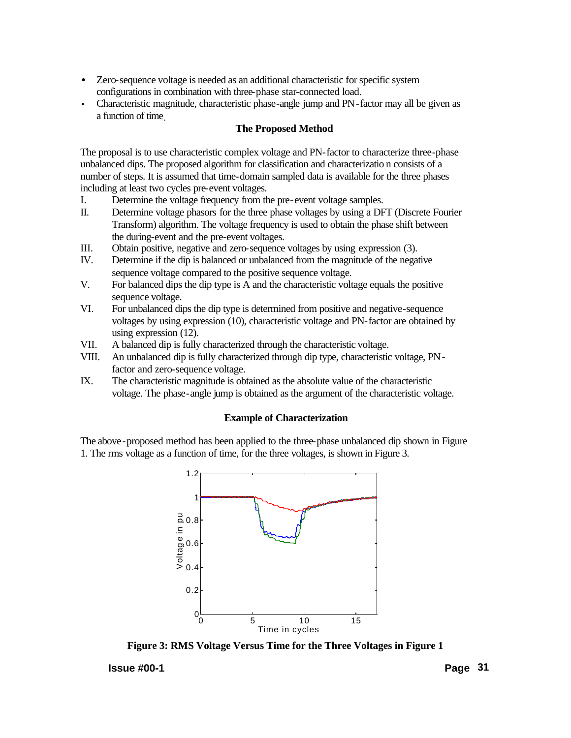- Zero-sequence voltage is needed as an additional characteristic for specific system configurations in combination with three-phase star-connected load.
- Characteristic magnitude, characteristic phase-angle jump and PN-factor may all be given as a function of time.

### The Proposed Method

The proposal is to use characteristic complex voltage and PN-factor to characterize three-phase unbalanced dips. The proposed algorithm for classification and characterization consists of a number of steps. It is assumed that time-domain sampled data is available for the three phases including at least two cycles pre-event voltages.

I. Determine the voltage frequency from the pre-event voltage samples.

II. Determine voltage phasors for the three phase voltages by using a DFT (Discrete Fourier Transform) algorithm. The voltage frequency is used to obtain the phase shift between the during-event and the pre-event voltages.

III. Obtain positive, negative and zero-sequence voltages by using expression (3).

IV. Determine if the dip is balanced or unbalanced from the magnitude of the negative sequence voltage compared to the positive sequence voltage.

V. For balanced dips the dip type is A and the characteristic voltage equals the positive sequence voltage.

VI. For unbalanced dips the dip type is determined from positive and negative-sequence voltages by using expression (10), characteristic voltage and PN-factor are obtained by using expression (12).

VII. A balanced dip is fully characterized through the characteristic voltage.

VIII. An unbalanced dip is fully characterized through dip type, characteristic voltage, PN-factor and zero-sequence voltage.

IX. The characteristic magnitude is obtained as the absolute value of the characteristic voltage. The phase-angle jump is obtained as the argument of the characteristic voltage.

### Example of Characterization

The above-proposed method has been applied to the three-phase unbalanced dip shown in Figure 1. The rms voltage as a function of time, for the three voltages, is shown in Figure 3.

**Figure 3: RMS Voltage Versus Time for the Three Voltages in Figure 1**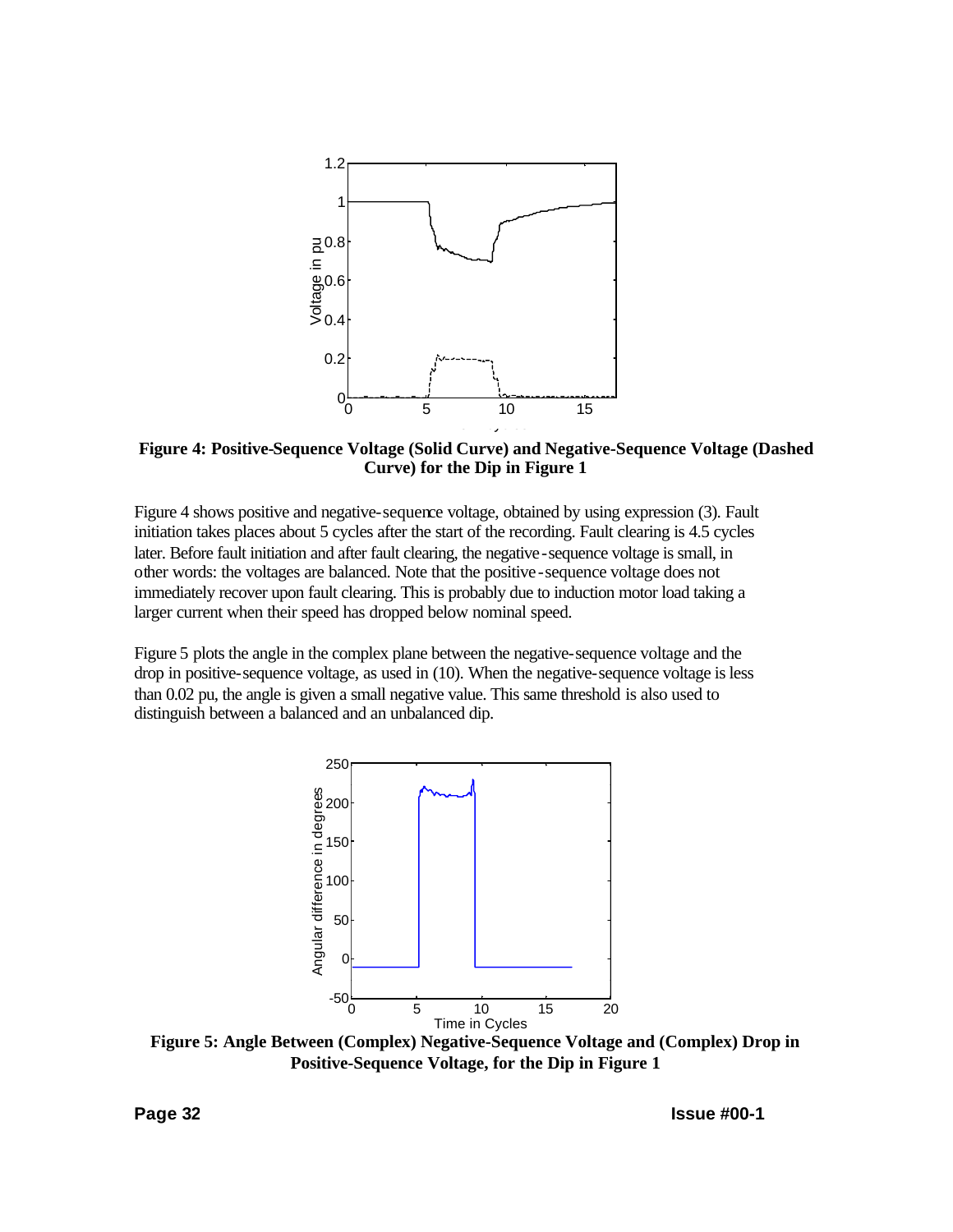**Figure 4: Positive-Sequence Voltage (Solid Curve) and Negative-Sequence Voltage (Dashed Curve) for the Dip in Figure 1**

Figure 4 shows positive and negative-sequence voltage, obtained by using expression (3). Fault initiation takes places about 5 cycles after the start of the recording. Fault clearing is 4.5 cycles later. Before fault initiation and after fault clearing, the negative-sequence voltage is small, in other words: the voltages are balanced. Note that the positive-sequence voltage does not immediately recover upon fault clearing. This is probably due to induction motor load taking a larger current when their speed has dropped below nominal speed.

Figure 5 plots the angle in the complex plane between the negative-sequence voltage and the drop in positive-sequence voltage, as used in (10). When the negative-sequence voltage is less than 0.02 pu, the angle is given a small negative value. This same threshold is also used to distinguish between a balanced and an unbalanced dip.

**Figure 5: Angle Between (Complex) Negative-Sequence Voltage and (Complex) Drop in Positive-Sequence Voltage, for the Dip in Figure 1**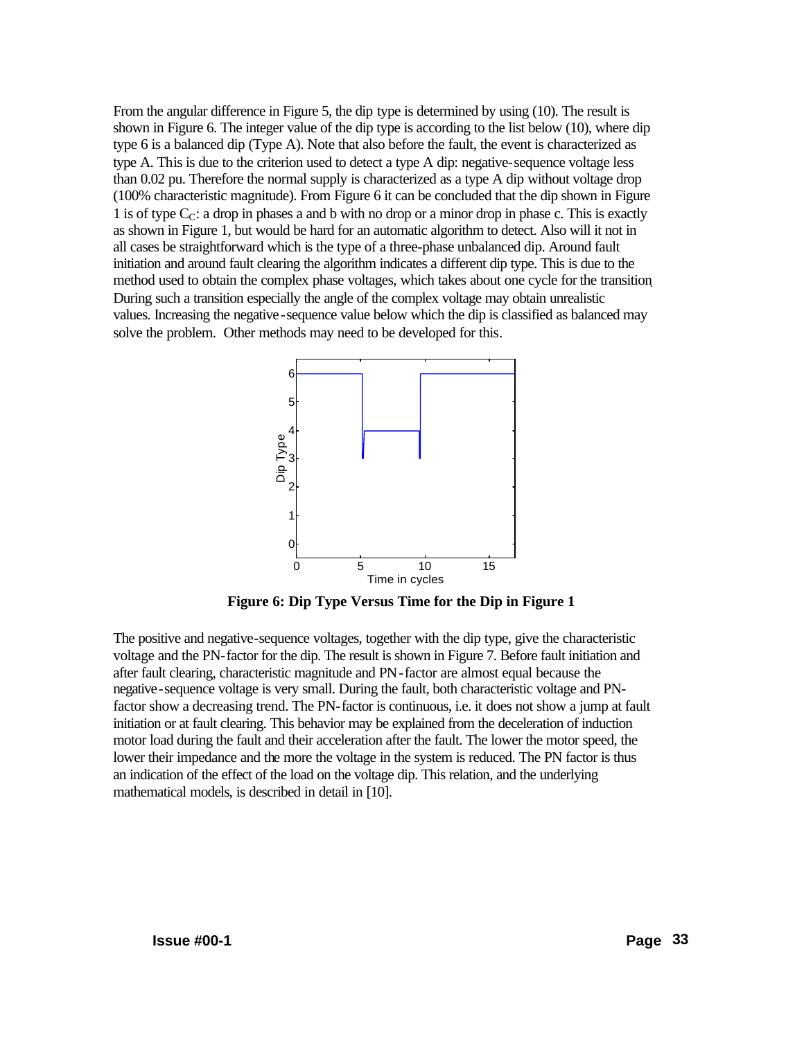From the angular difference in Figure 5, the dip type is determined by using (10). The result is shown in Figure 6. The integer value of the dip type is according to the list below (10), where dip type 6 is a balanced dip (Type A). Note that also before the fault, the event is characterized as type A. This is due to the criterion used to detect a type A dip: negative-sequence voltage less than 0.02 pu. Therefore the normal supply is characterized as a type A dip without voltage drop (100% characteristic magnitude). From Figure 6 it can be concluded that the dip shown in Figure 1 is of type $C_C$: a drop in phases a and b with no drop or a minor drop in phase c. This is exactly as shown in Figure 1, but would be hard for an automatic algorithm to detect. Also will it not in all cases be straightforward which is the type of a three-phase unbalanced dip. Around fault initiation and around fault clearing the algorithm indicates a different dip type. This is due to the method used to obtain the complex phase voltages, which takes about one cycle for the transition. During such a transition especially the angle of the complex voltage may obtain unrealistic values. Increasing the negative-sequence value below which the dip is classified as balanced may solve the problem. Other methods may need to be developed for this.

**Figure 6: Dip Type Versus Time for the Dip in Figure 1**

The positive and negative-sequence voltages, together with the dip type, give the characteristic voltage and the PN-factor for the dip. The result is shown in Figure 7. Before fault initiation and after fault clearing, characteristic magnitude and PN-factor are almost equal because the negative-sequence voltage is very small. During the fault, both characteristic voltage and PN-factor show a decreasing trend. The PN-factor is continuous, i.e. it does not show a jump at fault initiation or at fault clearing. This behavior may be explained from the deceleration of induction motor load during the fault and their acceleration after the fault. The lower the motor speed, the lower their impedance and the more the voltage in the system is reduced. The PN factor is thus an indication of the effect of the load on the voltage dip. This relation, and the underlying mathematical models, is described in detail in [10].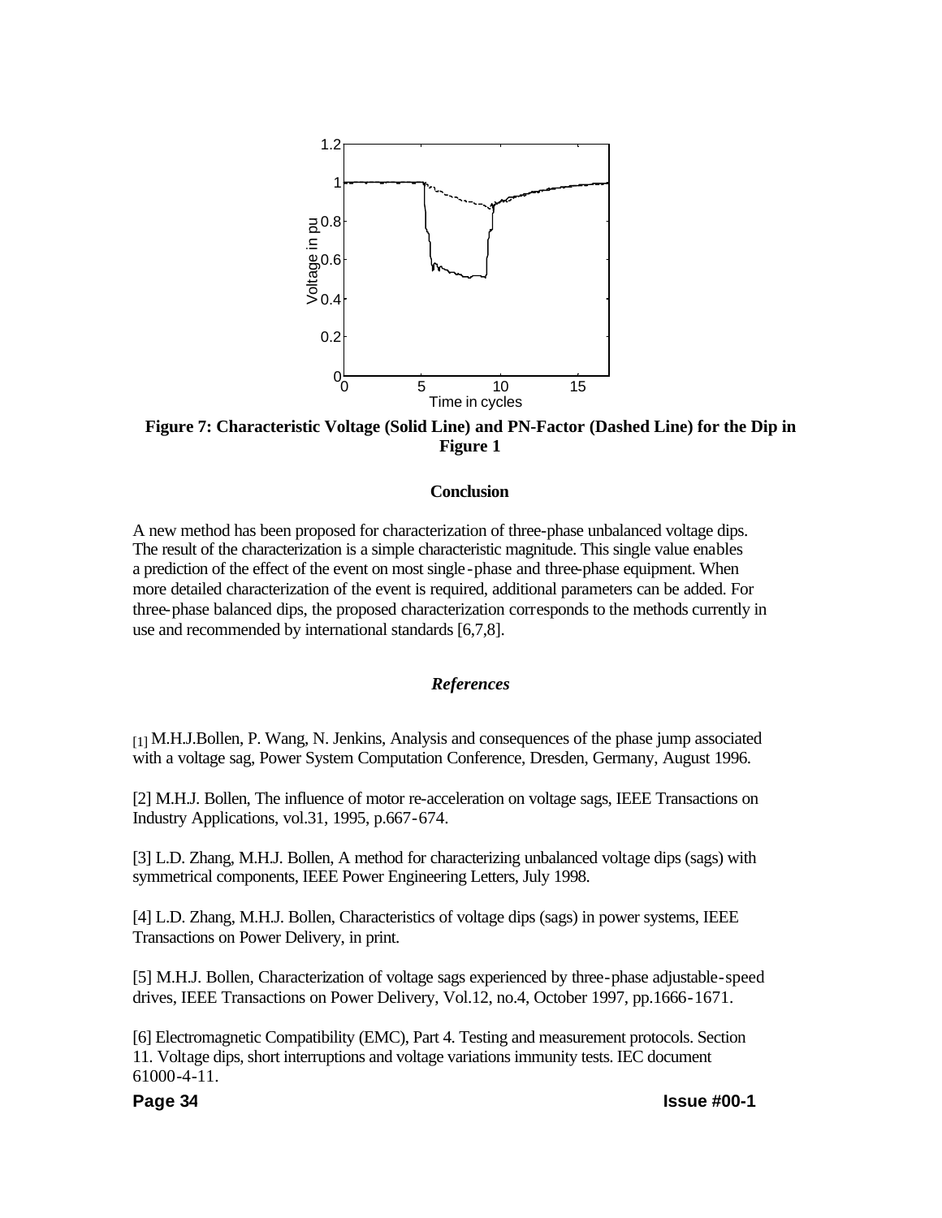**Figure 7: Characteristic Voltage (Solid Line) and PN-Factor (Dashed Line) for the Dip in Figure 1**

## Conclusion

A new method has been proposed for characterization of three-phase unbalanced voltage dips. The result of the characterization is a simple characteristic magnitude. This single value enables a prediction of the effect of the event on most single-phase and three-phase equipment. When more detailed characterization of the event is required, additional parameters can be added. For three-phase balanced dips, the proposed characterization corresponds to the methods currently in use and recommended by international standards [6,7,8].

## *References*

[1] M.H.J.Bollen, P. Wang, N. Jenkins, Analysis and consequences of the phase jump associated with a voltage sag, Power System Computation Conference, Dresden, Germany, August 1996.

[2] M.H.J. Bollen, The influence of motor re-acceleration on voltage sags, IEEE Transactions on Industry Applications, vol.31, 1995, p.667-674.

[3] L.D. Zhang, M.H.J. Bollen, A method for characterizing unbalanced voltage dips (sags) with symmetrical components, IEEE Power Engineering Letters, July 1998.

[4] L.D. Zhang, M.H.J. Bollen, Characteristics of voltage dips (sags) in power systems, IEEE Transactions on Power Delivery, in print.

[5] M.H.J. Bollen, Characterization of voltage sags experienced by three-phase adjustable-speed drives, IEEE Transactions on Power Delivery, Vol.12, no.4, October 1997, pp.1666-1671.

[6] Electromagnetic Compatibility (EMC), Part 4. Testing and measurement protocols. Section 11. Voltage dips, short interruptions and voltage variations immunity tests. IEC document 61000-4-11.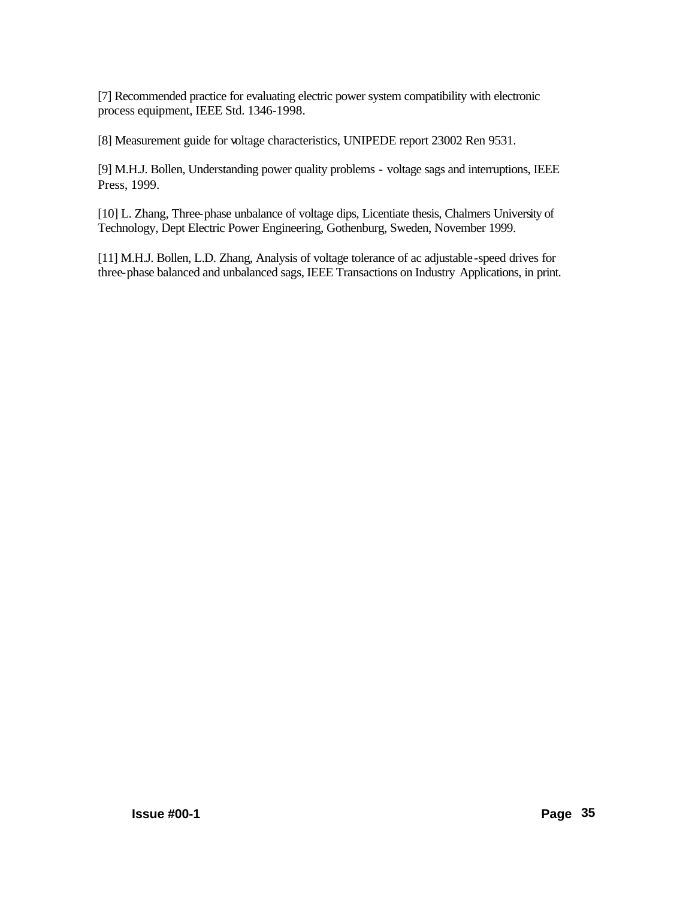[7] Recommended practice for evaluating electric power system compatibility with electronic process equipment, IEEE Std. 1346-1998.

[8] Measurement guide for voltage characteristics, UNIPEDE report 23002 Ren 9531.

[9] M.H.J. Bollen, Understanding power quality problems - voltage sags and interruptions, IEEE Press, 1999.

[10] L. Zhang, Three-phase unbalance of voltage dips, Licentiate thesis, Chalmers University of Technology, Dept Electric Power Engineering, Gothenburg, Sweden, November 1999.

[11] M.H.J. Bollen, L.D. Zhang, Analysis of voltage tolerance of ac adjustable-speed drives for three-phase balanced and unbalanced sags, IEEE Transactions on Industry Applications, in print.